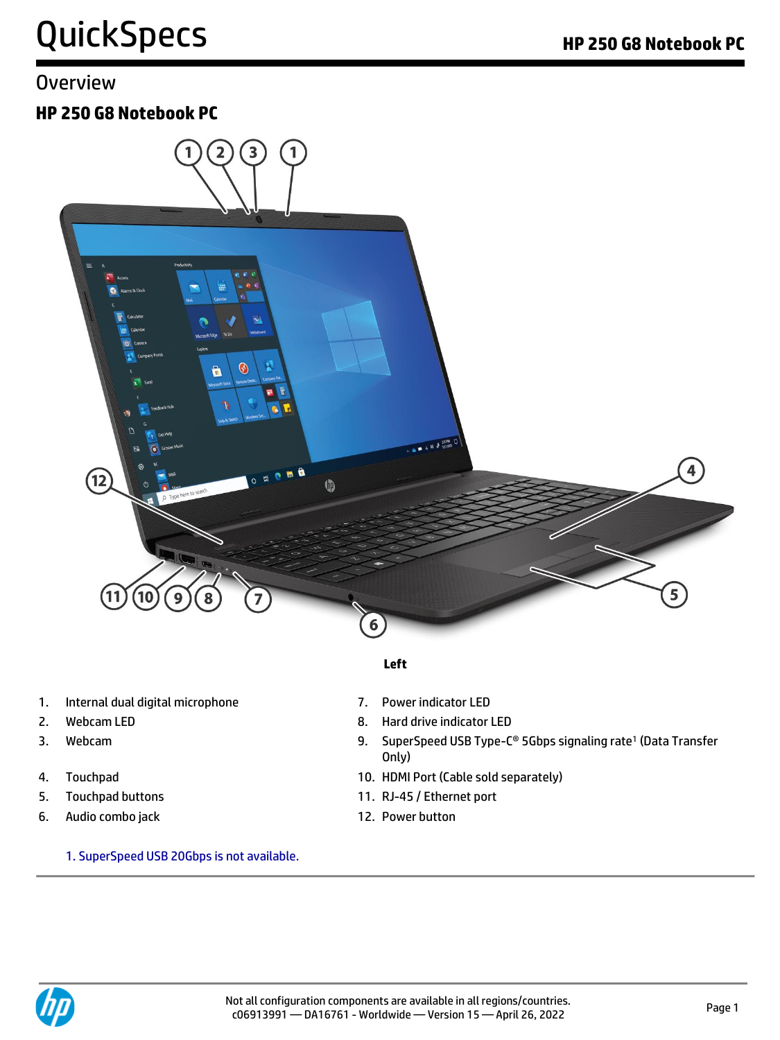# QuickSpecs

## Overview

### HP 250 G8 Notebook PC

**Left**

1. Internal dual digital microphone
2. Webcam LED
3. Webcam
4. Touchpad
5. Touchpad buttons
6. Audio combo jack
7. Power indicator LED
8. Hard drive indicator LED
9. SuperSpeed USB Type-C® 5Gbps signaling rate[1] (Data Transfer Only)
10. HDMI Port (Cable sold separately)
11. RJ-45 / Ethernet port
12. Power button

1. SuperSpeed USB 20Gbps is not available.

Not all configuration components are available in all regions/countries.
c06913991 — DA16761 - Worldwide — Version 15 — April 26, 2022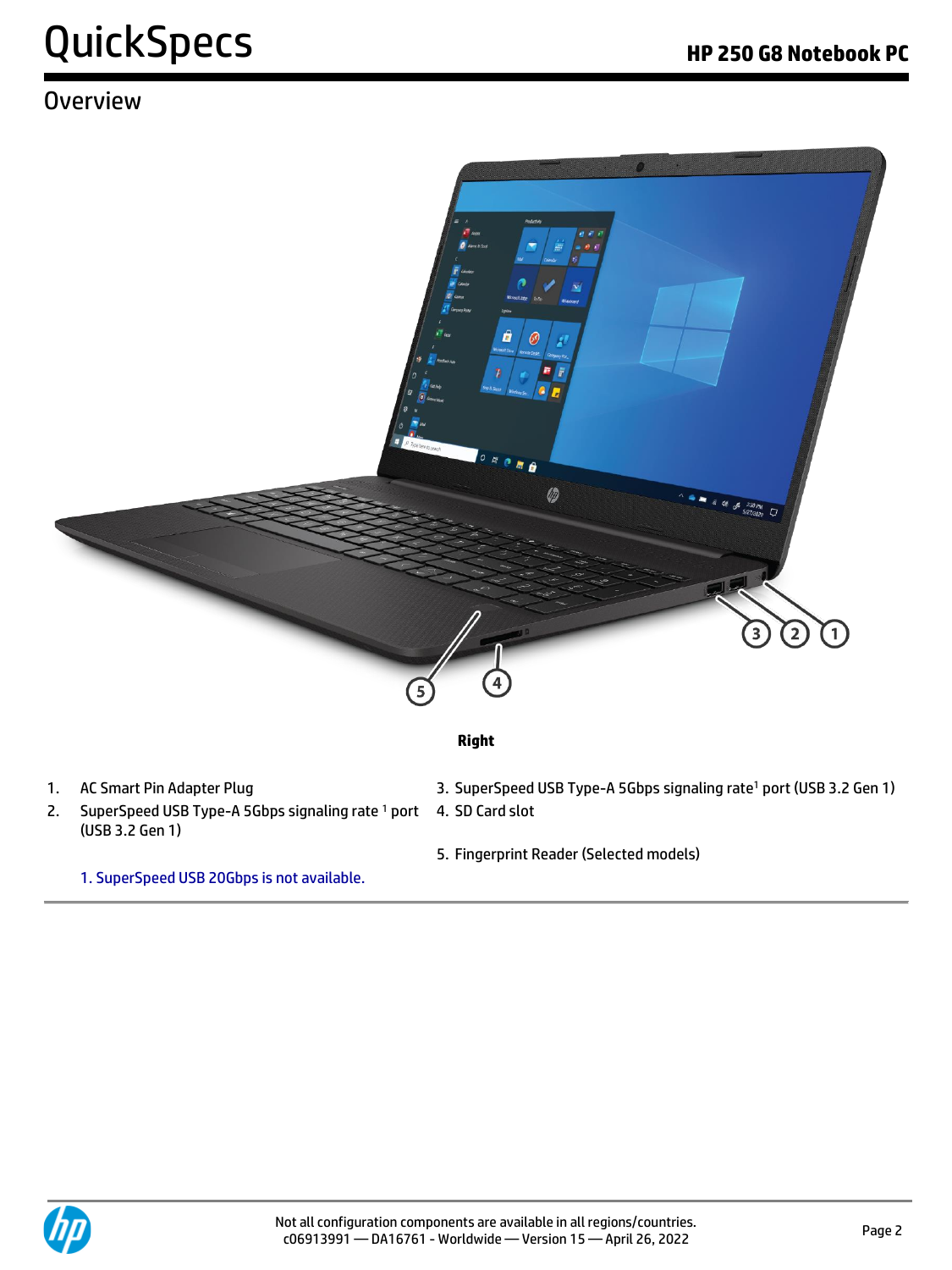## Overview

**Right**

1. AC Smart Pin Adapter Plug
2. SuperSpeed USB Type-A 5Gbps signaling rate [1] port (USB 3.2 Gen 1)
3. SuperSpeed USB Type-A 5Gbps signaling rate[1] port (USB 3.2 Gen 1)
4. SD Card slot
5. Fingerprint Reader (Selected models)

1. SuperSpeed USB 20Gbps is not available.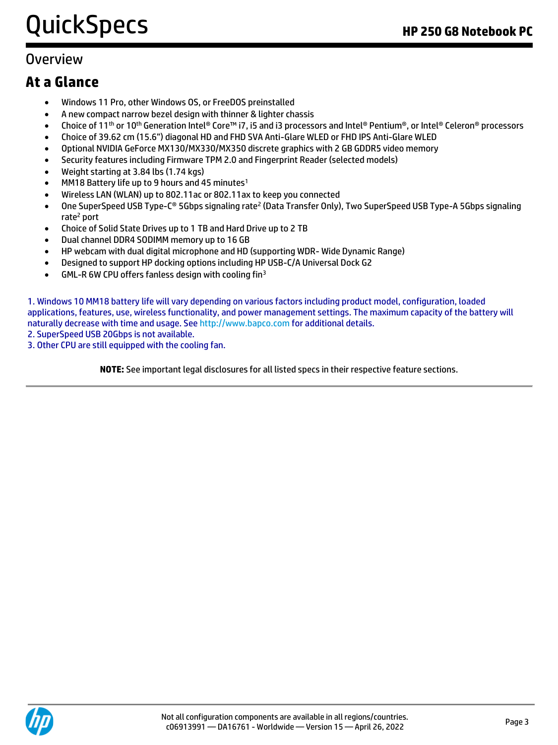# Overview

## At a Glance

- Windows 11 Pro, other Windows OS, or FreeDOS preinstalled
- A new compact narrow bezel design with thinner & lighter chassis
- Choice of 11th or 10th Generation Intel® Core™ i7, i5 and i3 processors and Intel® Pentium®, or Intel® Celeron® processors
- Choice of 39.62 cm (15.6") diagonal HD and FHD SVA Anti-Glare WLED or FHD IPS Anti-Glare WLED
- Optional NVIDIA GeForce MX130/MX330/MX350 discrete graphics with 2 GB GDDR5 video memory
- Security features including Firmware TPM 2.0 and Fingerprint Reader (selected models)
- Weight starting at 3.84 lbs (1.74 kgs)
- MM18 Battery life up to 9 hours and 45 minutes[1]
- Wireless LAN (WLAN) up to 802.11ac or 802.11ax to keep you connected
- One SuperSpeed USB Type-C® 5Gbps signaling rate[2] (Data Transfer Only), Two SuperSpeed USB Type-A 5Gbps signaling rate[2] port
- Choice of Solid State Drives up to 1 TB and Hard Drive up to 2 TB
- Dual channel DDR4 SODIMM memory up to 16 GB
- HP webcam with dual digital microphone and HD (supporting WDR- Wide Dynamic Range)
- Designed to support HP docking options including HP USB-C/A Universal Dock G2
- GML-R 6W CPU offers fanless design with cooling fin[3]

1. Windows 10 MM18 battery life will vary depending on various factors including product model, configuration, loaded applications, features, use, wireless functionality, and power management settings. The maximum capacity of the battery will naturally decrease with time and usage. See http://www.bapco.com for additional details.
2. SuperSpeed USB 20Gbps is not available.
3. Other CPU are still equipped with the cooling fan.

**NOTE:** See important legal disclosures for all listed specs in their respective feature sections.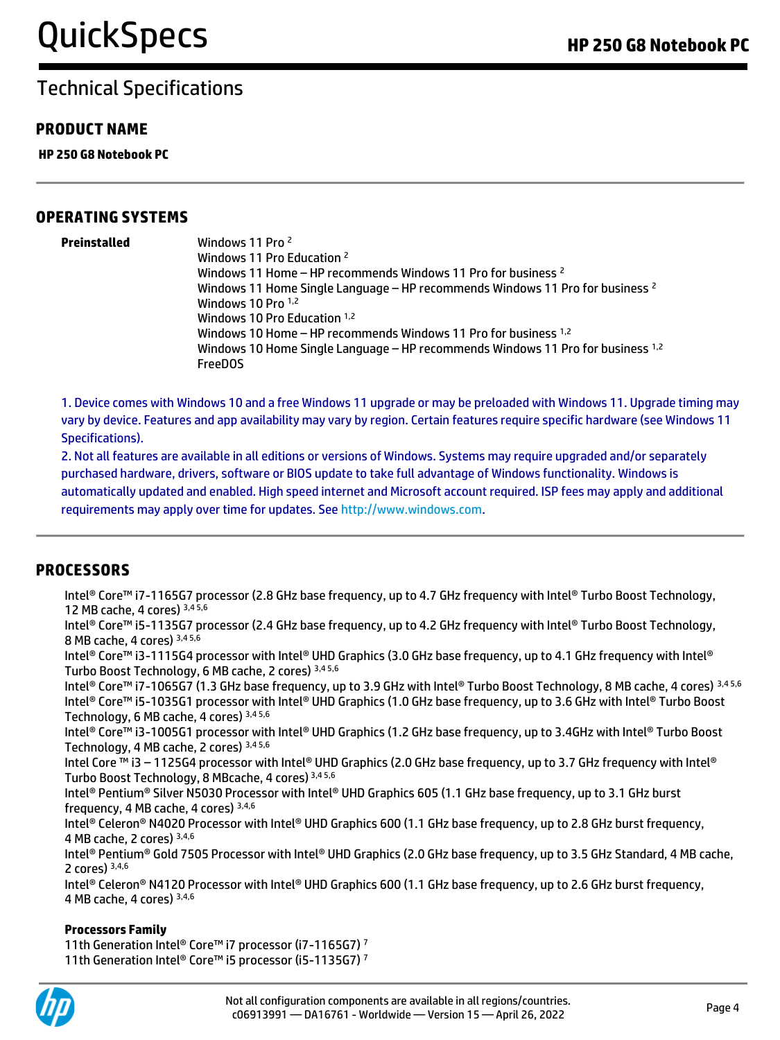# Technical Specifications

## PRODUCT NAME

**HP 250 G8 Notebook PC**

## OPERATING SYSTEMS

**Preinstalled**

Windows 11 Pro [2]
Windows 11 Pro Education [2]
Windows 11 Home – HP recommends Windows 11 Pro for business [2]
Windows 11 Home Single Language – HP recommends Windows 11 Pro for business [2]
Windows 10 Pro [1,2]
Windows 10 Pro Education [1,2]
Windows 10 Home – HP recommends Windows 11 Pro for business [1,2]
Windows 10 Home Single Language – HP recommends Windows 11 Pro for business [1,2]
FreeDOS

1. Device comes with Windows 10 and a free Windows 11 upgrade or may be preloaded with Windows 11. Upgrade timing may vary by device. Features and app availability may vary by region. Certain features require specific hardware (see Windows 11 Specifications).
2. Not all features are available in all editions or versions of Windows. Systems may require upgraded and/or separately purchased hardware, drivers, software or BIOS update to take full advantage of Windows functionality. Windows is automatically updated and enabled. High speed internet and Microsoft account required. ISP fees may apply and additional requirements may apply over time for updates. See http://www.windows.com.

## PROCESSORS

Intel® Core™ i7-1165G7 processor (2.8 GHz base frequency, up to 4.7 GHz frequency with Intel® Turbo Boost Technology, 12 MB cache, 4 cores) [3,4 5,6]
Intel® Core™ i5-1135G7 processor (2.4 GHz base frequency, up to 4.2 GHz frequency with Intel® Turbo Boost Technology, 8 MB cache, 4 cores) [3,4 5,6]
Intel® Core™ i3-1115G4 processor with Intel® UHD Graphics (3.0 GHz base frequency, up to 4.1 GHz frequency with Intel® Turbo Boost Technology, 6 MB cache, 2 cores) [3,4 5,6]
Intel® Core™ i7-1065G7 (1.3 GHz base frequency, up to 3.9 GHz with Intel® Turbo Boost Technology, 8 MB cache, 4 cores) [3,4 5,6]
Intel® Core™ i5-1035G1 processor with Intel® UHD Graphics (1.0 GHz base frequency, up to 3.6 GHz with Intel® Turbo Boost Technology, 6 MB cache, 4 cores) [3,4 5,6]
Intel® Core™ i3-1005G1 processor with Intel® UHD Graphics (1.2 GHz base frequency, up to 3.4GHz with Intel® Turbo Boost Technology, 4 MB cache, 2 cores) [3,4 5,6]
Intel Core ™ i3 – 1125G4 processor with Intel® UHD Graphics (2.0 GHz base frequency, up to 3.7 GHz frequency with Intel® Turbo Boost Technology, 8 MBcache, 4 cores) [3,4 5,6]
Intel® Pentium® Silver N5030 Processor with Intel® UHD Graphics 605 (1.1 GHz base frequency, up to 3.1 GHz burst frequency, 4 MB cache, 4 cores) [3,4,6]
Intel® Celeron® N4020 Processor with Intel® UHD Graphics 600 (1.1 GHz base frequency, up to 2.8 GHz burst frequency, 4 MB cache, 2 cores) [3,4,6]
Intel® Pentium® Gold 7505 Processor with Intel® UHD Graphics (2.0 GHz base frequency, up to 3.5 GHz Standard, 4 MB cache, 2 cores) [3,4,6]
Intel® Celeron® N4120 Processor with Intel® UHD Graphics 600 (1.1 GHz base frequency, up to 2.6 GHz burst frequency, 4 MB cache, 4 cores) [3,4,6]

**Processors Family**

11th Generation Intel® Core™ i7 processor (i7-1165G7) [7]
11th Generation Intel® Core™ i5 processor (i5-1135G7) [7]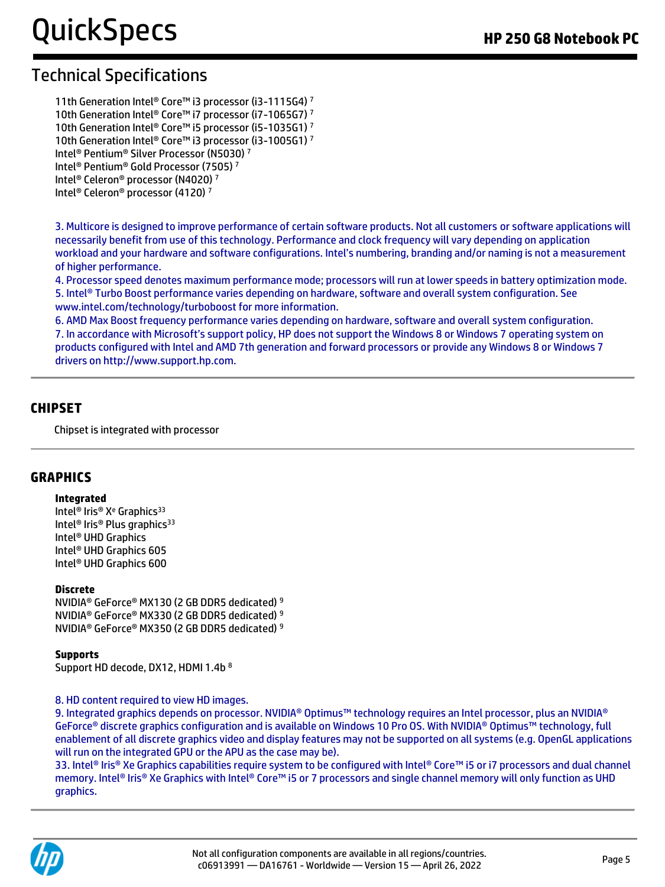## Technical Specifications

11th Generation Intel® Core™ i3 processor (i3-1115G4) [7]
10th Generation Intel® Core™ i7 processor (i7-1065G7) [7]
10th Generation Intel® Core™ i5 processor (i5-1035G1) [7]
10th Generation Intel® Core™ i3 processor (i3-1005G1) [7]
Intel® Pentium® Silver Processor (N5030) [7]
Intel® Pentium® Gold Processor (7505) [7]
Intel® Celeron® processor (N4020) [7]
Intel® Celeron® processor (4120) [7]

3. Multicore is designed to improve performance of certain software products. Not all customers or software applications will necessarily benefit from use of this technology. Performance and clock frequency will vary depending on application workload and your hardware and software configurations. Intel's numbering, branding and/or naming is not a measurement of higher performance.
4. Processor speed denotes maximum performance mode; processors will run at lower speeds in battery optimization mode.
5. Intel® Turbo Boost performance varies depending on hardware, software and overall system configuration. See www.intel.com/technology/turboboost for more information.
6. AMD Max Boost frequency performance varies depending on hardware, software and overall system configuration.
7. In accordance with Microsoft's support policy, HP does not support the Windows 8 or Windows 7 operating system on products configured with Intel and AMD 7th generation and forward processors or provide any Windows 8 or Windows 7 drivers on http://www.support.hp.com.

## CHIPSET

Chipset is integrated with processor

## GRAPHICS

**Integrated**
Intel® Iris® Xᵉ Graphics[33]
Intel® Iris® Plus graphics[33]
Intel® UHD Graphics
Intel® UHD Graphics 605
Intel® UHD Graphics 600

**Discrete**
NVIDIA® GeForce® MX130 (2 GB DDR5 dedicated) [9]
NVIDIA® GeForce® MX330 (2 GB DDR5 dedicated) [9]
NVIDIA® GeForce® MX350 (2 GB DDR5 dedicated) [9]

**Supports**
Support HD decode, DX12, HDMI 1.4b [8]

8. HD content required to view HD images.
9. Integrated graphics depends on processor. NVIDIA® Optimus™ technology requires an Intel processor, plus an NVIDIA® GeForce® discrete graphics configuration and is available on Windows 10 Pro OS. With NVIDIA® Optimus™ technology, full enablement of all discrete graphics video and display features may not be supported on all systems (e.g. OpenGL applications will run on the integrated GPU or the APU as the case may be).
33. Intel® Iris® Xe Graphics capabilities require system to be configured with Intel® Core™ i5 or i7 processors and dual channel memory. Intel® Iris® Xe Graphics with Intel® Core™ i5 or 7 processors and single channel memory will only function as UHD graphics.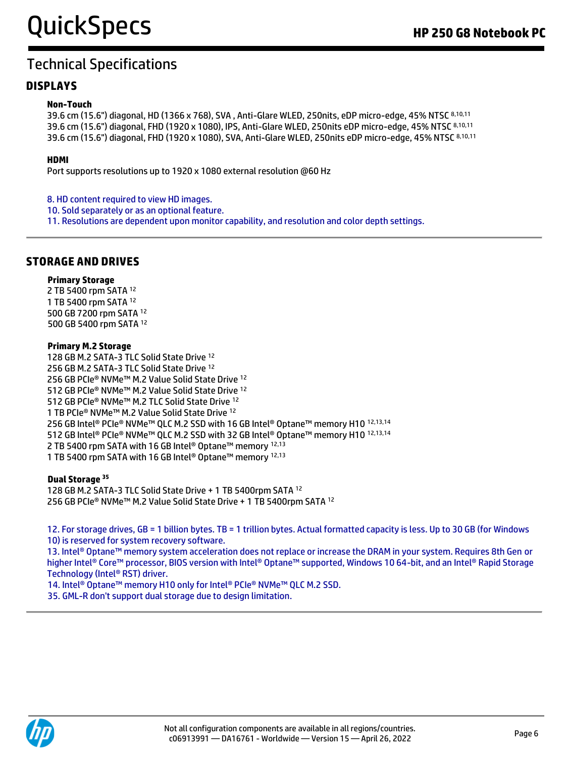## Technical Specifications

### DISPLAYS

**Non-Touch**

39.6 cm (15.6") diagonal, HD (1366 x 768), SVA , Anti-Glare WLED, 250nits, eDP micro-edge, 45% NTSC [8,10,11]
39.6 cm (15.6") diagonal, FHD (1920 x 1080), IPS, Anti-Glare WLED, 250nits eDP micro-edge, 45% NTSC [8,10,11]
39.6 cm (15.6") diagonal, FHD (1920 x 1080), SVA, Anti-Glare WLED, 250nits eDP micro-edge, 45% NTSC [8,10,11]

**HDMI**

Port supports resolutions up to 1920 x 1080 external resolution @60 Hz

8. HD content required to view HD images.
10. Sold separately or as an optional feature.
11. Resolutions are dependent upon monitor capability, and resolution and color depth settings.

### STORAGE AND DRIVES

**Primary Storage**

2 TB 5400 rpm SATA [12]
1 TB 5400 rpm SATA [12]
500 GB 7200 rpm SATA [12]
500 GB 5400 rpm SATA [12]

**Primary M.2 Storage**

128 GB M.2 SATA-3 TLC Solid State Drive [12]
256 GB M.2 SATA-3 TLC Solid State Drive [12]
256 GB PCIe® NVMe™ M.2 Value Solid State Drive [12]
512 GB PCIe® NVMe™ M.2 Value Solid State Drive [12]
512 GB PCIe® NVMe™ M.2 TLC Solid State Drive [12]
1 TB PCIe® NVMe™ M.2 Value Solid State Drive [12]
256 GB Intel® PCIe® NVMe™ QLC M.2 SSD with 16 GB Intel® Optane™ memory H10 [12,13,14]
512 GB Intel® PCIe® NVMe™ QLC M.2 SSD with 32 GB Intel® Optane™ memory H10 [12,13,14]
2 TB 5400 rpm SATA with 16 GB Intel® Optane™ memory [12,13]
1 TB 5400 rpm SATA with 16 GB Intel® Optane™ memory [12,13]

**Dual Storage [35]**

128 GB M.2 SATA-3 TLC Solid State Drive + 1 TB 5400rpm SATA [12]
256 GB PCIe® NVMe™ M.2 Value Solid State Drive + 1 TB 5400rpm SATA [12]

12. For storage drives, GB = 1 billion bytes. TB = 1 trillion bytes. Actual formatted capacity is less. Up to 30 GB (for Windows 10) is reserved for system recovery software.
13. Intel® Optane™ memory system acceleration does not replace or increase the DRAM in your system. Requires 8th Gen or higher Intel® Core™ processor, BIOS version with Intel® Optane™ supported, Windows 10 64-bit, and an Intel® Rapid Storage Technology (Intel® RST) driver.
14. Intel® Optane™ memory H10 only for Intel® PCIe® NVMe™ QLC M.2 SSD.
35. GML-R don't support dual storage due to design limitation.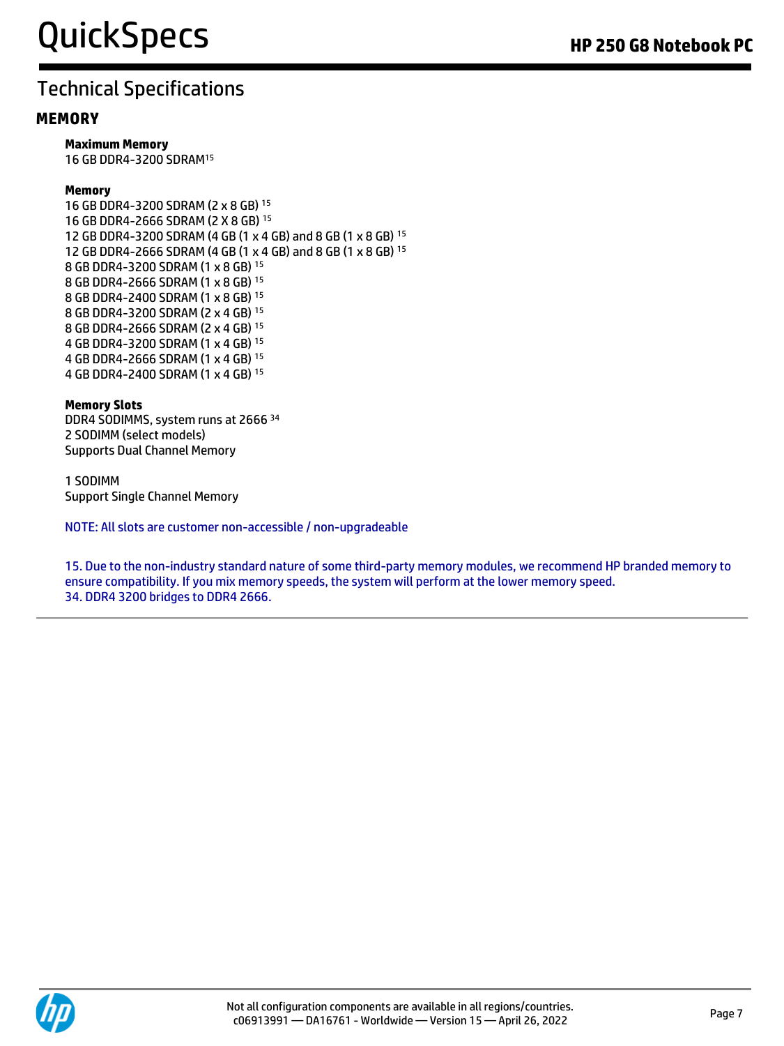# Technical Specifications

## MEMORY

**Maximum Memory**
16 GB DDR4-3200 SDRAM[15]

**Memory**
16 GB DDR4-3200 SDRAM (2 x 8 GB) [15]
16 GB DDR4-2666 SDRAM (2 X 8 GB) [15]
12 GB DDR4-3200 SDRAM (4 GB (1 x 4 GB) and 8 GB (1 x 8 GB) [15]
12 GB DDR4-2666 SDRAM (4 GB (1 x 4 GB) and 8 GB (1 x 8 GB) [15]
8 GB DDR4-3200 SDRAM (1 x 8 GB) [15]
8 GB DDR4-2666 SDRAM (1 x 8 GB) [15]
8 GB DDR4-2400 SDRAM (1 x 8 GB) [15]
8 GB DDR4-3200 SDRAM (2 x 4 GB) [15]
8 GB DDR4-2666 SDRAM (2 x 4 GB) [15]
4 GB DDR4-3200 SDRAM (1 x 4 GB) [15]
4 GB DDR4-2666 SDRAM (1 x 4 GB) [15]
4 GB DDR4-2400 SDRAM (1 x 4 GB) [15]

**Memory Slots**
DDR4 SODIMMS, system runs at 2666 [34]
2 SODIMM (select models)
Supports Dual Channel Memory

1 SODIMM
Support Single Channel Memory

NOTE: All slots are customer non-accessible / non-upgradeable

15. Due to the non-industry standard nature of some third-party memory modules, we recommend HP branded memory to ensure compatibility. If you mix memory speeds, the system will perform at the lower memory speed.
34. DDR4 3200 bridges to DDR4 2666.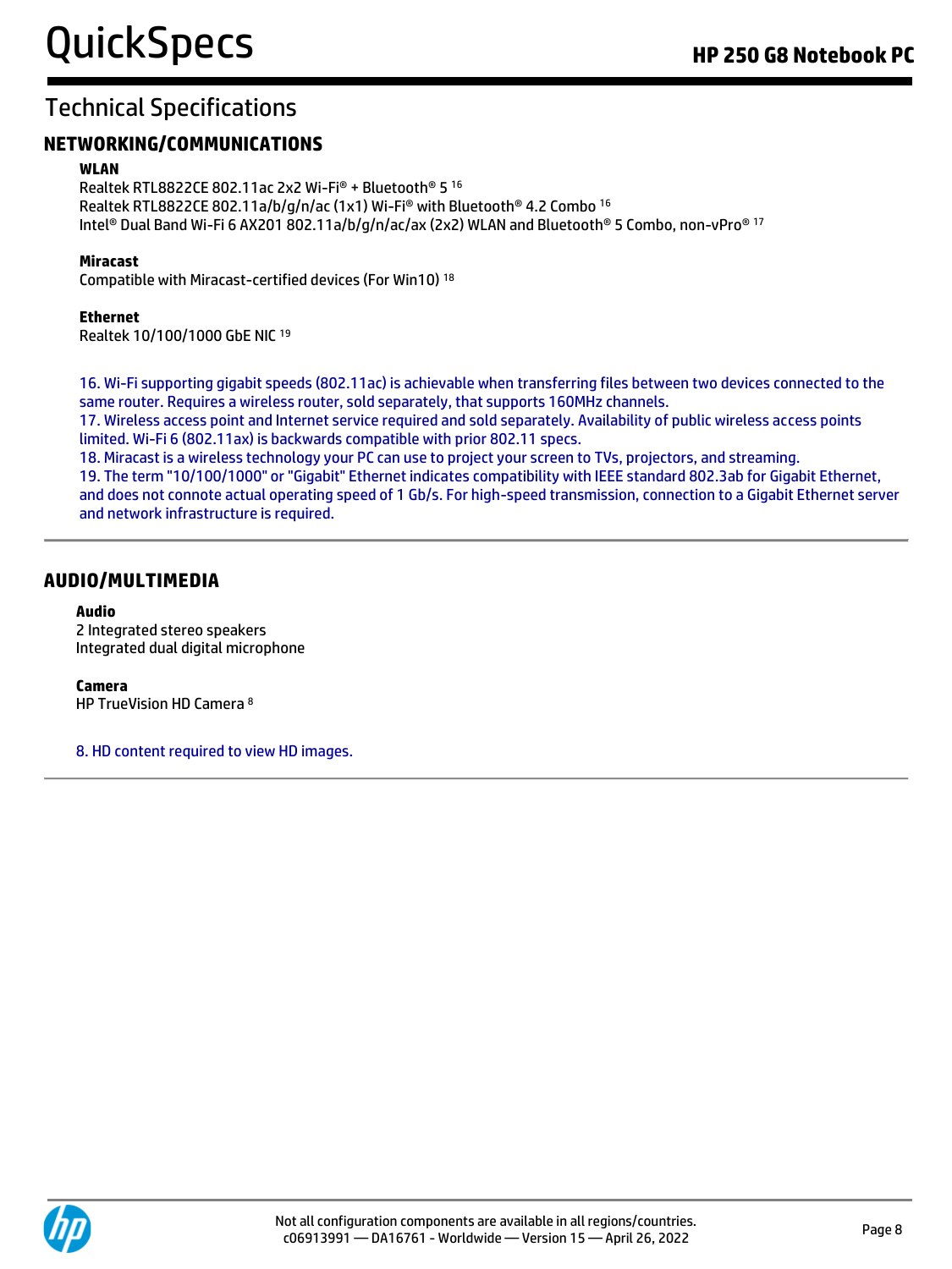## Technical Specifications

### NETWORKING/COMMUNICATIONS

**WLAN**

Realtek RTL8822CE 802.11ac 2x2 Wi-Fi® + Bluetooth® 5 [16]
Realtek RTL8822CE 802.11a/b/g/n/ac (1x1) Wi-Fi® with Bluetooth® 4.2 Combo [16]
Intel® Dual Band Wi-Fi 6 AX201 802.11a/b/g/n/ac/ax (2x2) WLAN and Bluetooth® 5 Combo, non-vPro® [17]

**Miracast**

Compatible with Miracast-certified devices (For Win10) [18]

**Ethernet**

Realtek 10/100/1000 GbE NIC [19]

16. Wi-Fi supporting gigabit speeds (802.11ac) is achievable when transferring files between two devices connected to the same router. Requires a wireless router, sold separately, that supports 160MHz channels.
17. Wireless access point and Internet service required and sold separately. Availability of public wireless access points limited. Wi-Fi 6 (802.11ax) is backwards compatible with prior 802.11 specs.
18. Miracast is a wireless technology your PC can use to project your screen to TVs, projectors, and streaming.
19. The term "10/100/1000" or "Gigabit" Ethernet indicates compatibility with IEEE standard 802.3ab for Gigabit Ethernet, and does not connote actual operating speed of 1 Gb/s. For high-speed transmission, connection to a Gigabit Ethernet server and network infrastructure is required.

### AUDIO/MULTIMEDIA

**Audio**

2 Integrated stereo speakers
Integrated dual digital microphone

**Camera**

HP TrueVision HD Camera [8]

8. HD content required to view HD images.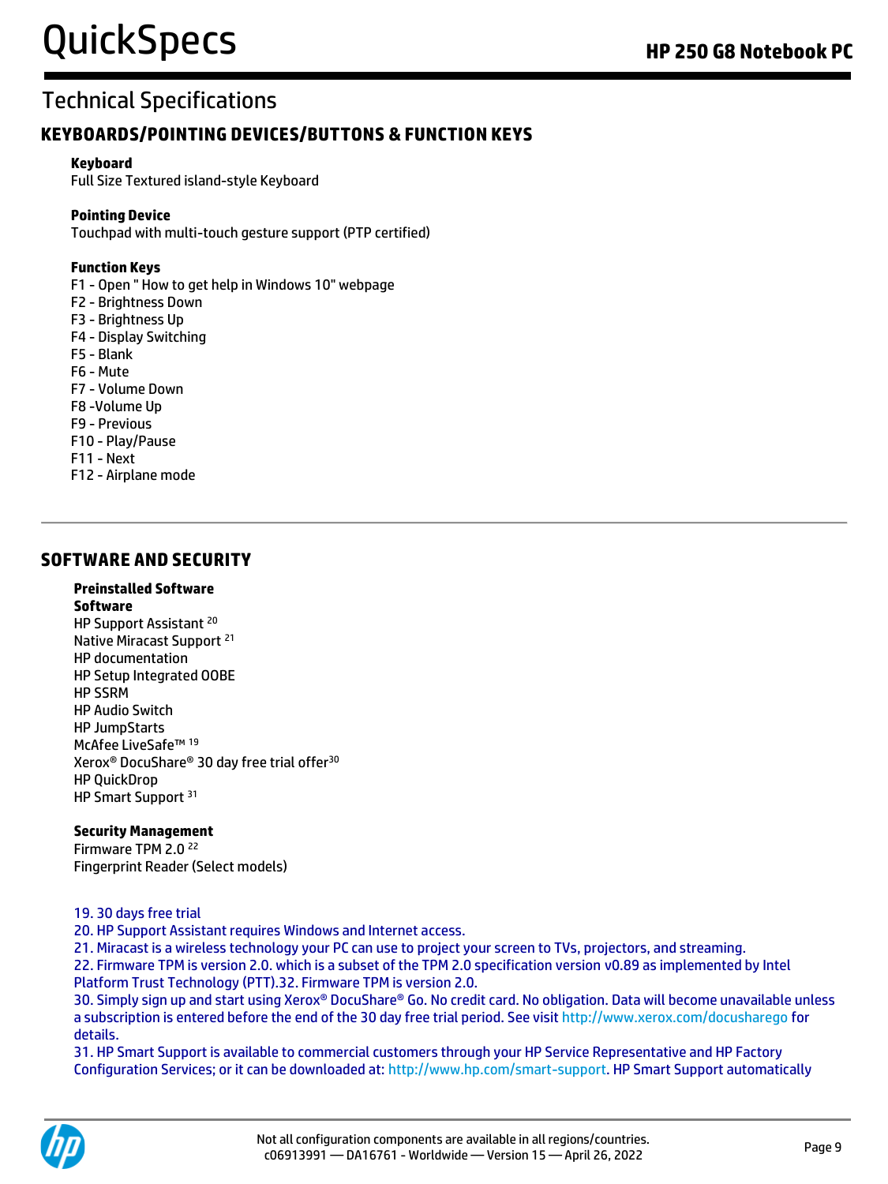# Technical Specifications

## KEYBOARDS/POINTING DEVICES/BUTTONS & FUNCTION KEYS

**Keyboard**
Full Size Textured island-style Keyboard

**Pointing Device**
Touchpad with multi-touch gesture support (PTP certified)

**Function Keys**
F1 - Open " How to get help in Windows 10" webpage
F2 - Brightness Down
F3 - Brightness Up
F4 - Display Switching
F5 - Blank
F6 - Mute
F7 - Volume Down
F8 -Volume Up
F9 - Previous
F10 - Play/Pause
F11 - Next
F12 - Airplane mode

## SOFTWARE AND SECURITY

**Preinstalled Software**
**Software**
HP Support Assistant [20]
Native Miracast Support [21]
HP documentation
HP Setup Integrated OOBE
HP SSRM
HP Audio Switch
HP JumpStarts
McAfee LiveSafe™ [19]
Xerox® DocuShare® 30 day free trial offer[30]
HP QuickDrop
HP Smart Support [31]

**Security Management**
Firmware TPM 2.0 [22]
Fingerprint Reader (Select models)

19. 30 days free trial
20. HP Support Assistant requires Windows and Internet access.
21. Miracast is a wireless technology your PC can use to project your screen to TVs, projectors, and streaming.
22. Firmware TPM is version 2.0. which is a subset of the TPM 2.0 specification version v0.89 as implemented by Intel Platform Trust Technology (PTT).32. Firmware TPM is version 2.0.
30. Simply sign up and start using Xerox® DocuShare® Go. No credit card. No obligation. Data will become unavailable unless a subscription is entered before the end of the 30 day free trial period. See visit http://www.xerox.com/docusharego for details.
31. HP Smart Support is available to commercial customers through your HP Service Representative and HP Factory Configuration Services; or it can be downloaded at: http://www.hp.com/smart-support. HP Smart Support automatically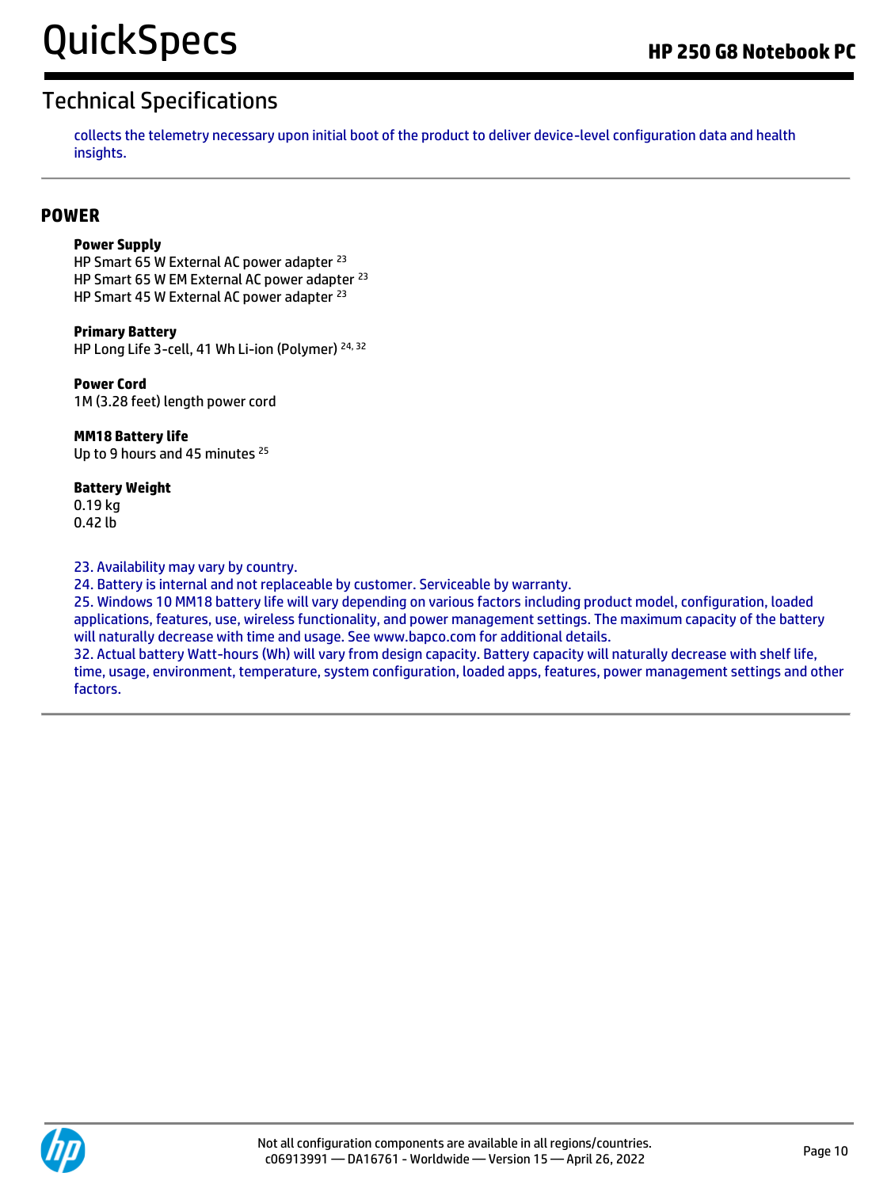collects the telemetry necessary upon initial boot of the product to deliver device-level configuration data and health insights.

## POWER

**Power Supply**
HP Smart 65 W External AC power adapter [23]
HP Smart 65 W EM External AC power adapter [23]
HP Smart 45 W External AC power adapter [23]

**Primary Battery**
HP Long Life 3-cell, 41 Wh Li-ion (Polymer) [24, 32]

**Power Cord**
1M (3.28 feet) length power cord

**MM18 Battery life**
Up to 9 hours and 45 minutes [25]

**Battery Weight**
0.19 kg
0.42 lb

23. Availability may vary by country.
24. Battery is internal and not replaceable by customer. Serviceable by warranty.
25. Windows 10 MM18 battery life will vary depending on various factors including product model, configuration, loaded applications, features, use, wireless functionality, and power management settings. The maximum capacity of the battery will naturally decrease with time and usage. See www.bapco.com for additional details.
32. Actual battery Watt-hours (Wh) will vary from design capacity. Battery capacity will naturally decrease with shelf life, time, usage, environment, temperature, system configuration, loaded apps, features, power management settings and other factors.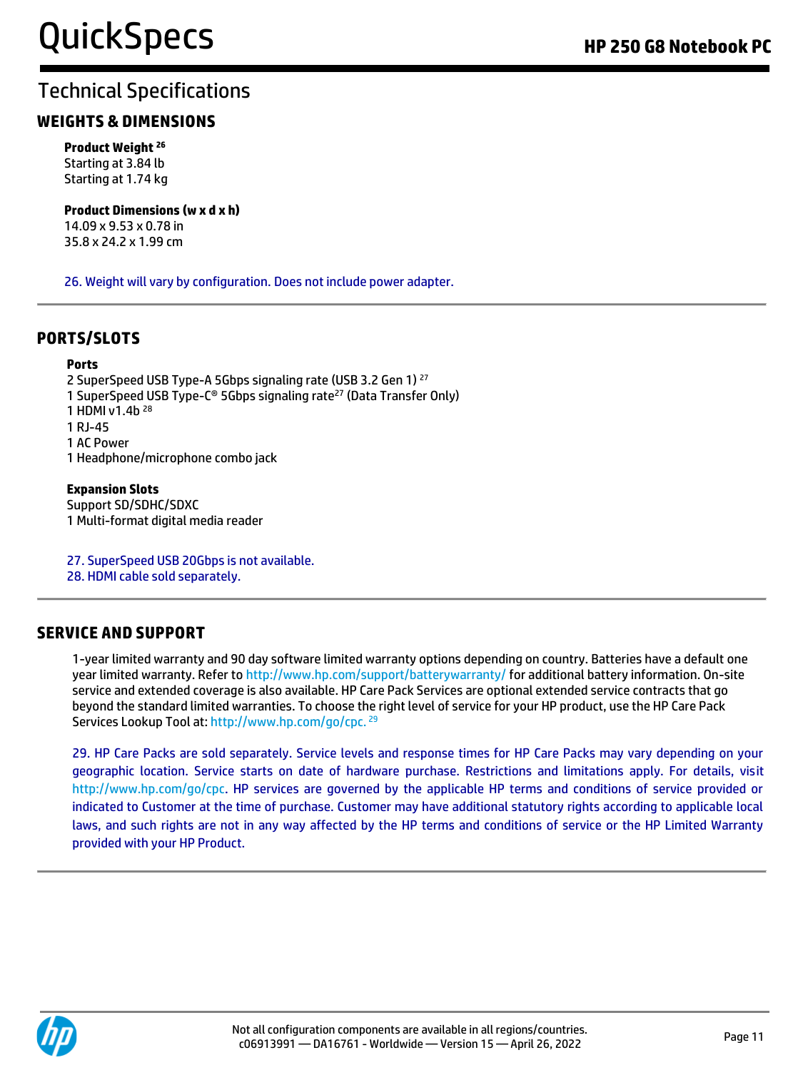## Technical Specifications

### WEIGHTS & DIMENSIONS

**Product Weight** [26]
Starting at 3.84 lb
Starting at 1.74 kg

**Product Dimensions (w x d x h)**
14.09 x 9.53 x 0.78 in
35.8 x 24.2 x 1.99 cm

26. Weight will vary by configuration. Does not include power adapter.

### PORTS/SLOTS

**Ports**
2 SuperSpeed USB Type-A 5Gbps signaling rate (USB 3.2 Gen 1) [27]
1 SuperSpeed USB Type-C® 5Gbps signaling rate[27] (Data Transfer Only)
1 HDMI v1.4b [28]
1 RJ-45
1 AC Power
1 Headphone/microphone combo jack

**Expansion Slots**
Support SD/SDHC/SDXC
1 Multi-format digital media reader

27. SuperSpeed USB 20Gbps is not available.
28. HDMI cable sold separately.

### SERVICE AND SUPPORT

1-year limited warranty and 90 day software limited warranty options depending on country. Batteries have a default one year limited warranty. Refer to http://www.hp.com/support/batterywarranty/ for additional battery information. On-site service and extended coverage is also available. HP Care Pack Services are optional extended service contracts that go beyond the standard limited warranties. To choose the right level of service for your HP product, use the HP Care Pack Services Lookup Tool at: http://www.hp.com/go/cpc. [29]

29. HP Care Packs are sold separately. Service levels and response times for HP Care Packs may vary depending on your geographic location. Service starts on date of hardware purchase. Restrictions and limitations apply. For details, visit http://www.hp.com/go/cpc. HP services are governed by the applicable HP terms and conditions of service provided or indicated to Customer at the time of purchase. Customer may have additional statutory rights according to applicable local laws, and such rights are not in any way affected by the HP terms and conditions of service or the HP Limited Warranty provided with your HP Product.

Not all configuration components are available in all regions/countries.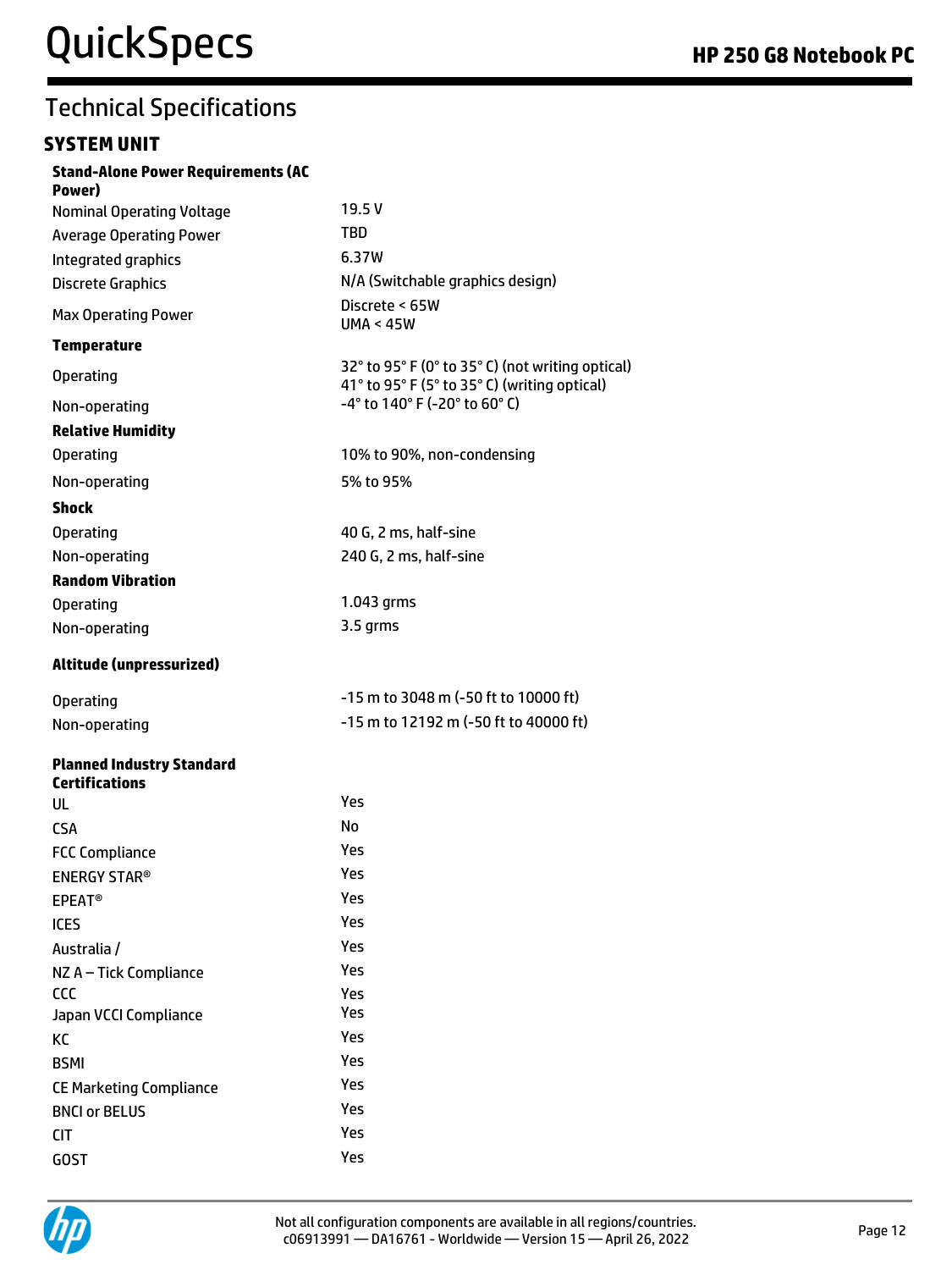# Technical Specifications

## SYSTEM UNIT

| | |
|---|---|
| **Stand-Alone Power Requirements (AC Power)** | |
| Nominal Operating Voltage | 19.5 V |
| Average Operating Power | TBD |
| Integrated graphics | 6.37W |
| Discrete Graphics | N/A (Switchable graphics design) |
| Max Operating Power | Discrete < 65W<br>UMA < 45W |
| **Temperature** | |
| Operating | 32° to 95° F (0° to 35° C) (not writing optical)<br>41° to 95° F (5° to 35° C) (writing optical) |
| Non-operating | -4° to 140° F (-20° to 60° C) |
| **Relative Humidity** | |
| Operating | 10% to 90%, non-condensing |
| Non-operating | 5% to 95% |
| **Shock** | |
| Operating | 40 G, 2 ms, half-sine |
| Non-operating | 240 G, 2 ms, half-sine |
| **Random Vibration** | |
| Operating | 1.043 grms |
| Non-operating | 3.5 grms |
| **Altitude (unpressurized)** | |
| Operating | -15 m to 3048 m (-50 ft to 10000 ft) |
| Non-operating | -15 m to 12192 m (-50 ft to 40000 ft) |
| **Planned Industry Standard Certifications** | |
| UL | Yes |
| CSA | No |
| FCC Compliance | Yes |
| ENERGY STAR® | Yes |
| EPEAT® | Yes |
| ICES | Yes |
| Australia / | Yes |
| NZ A – Tick Compliance | Yes |
| CCC | Yes |
| Japan VCCI Compliance | Yes |
| KC | Yes |
| BSMI | Yes |
| CE Marketing Compliance | Yes |
| BNCI or BELUS | Yes |
| CIT | Yes |
| GOST | Yes |

Not all configuration components are available in all regions/countries.
c06913991 — DA16761 - Worldwide — Version 15 — April 26, 2022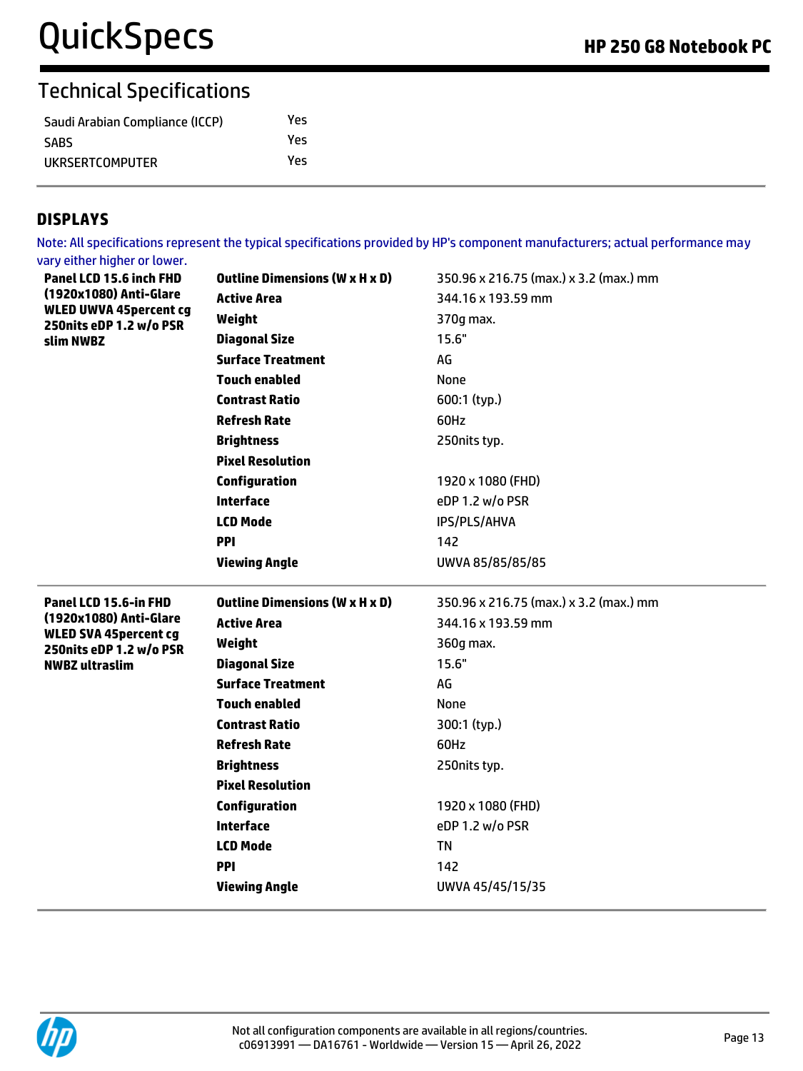## Technical Specifications

| | |
|---|---|
| Saudi Arabian Compliance (ICCP) | Yes |
| SABS | Yes |
| UKRSERTCOMPUTER | Yes |

## DISPLAYS

Note: All specifications represent the typical specifications provided by HP's component manufacturers; actual performance may vary either higher or lower.

| | | |
|---|---|---|
| **Panel LCD 15.6 inch FHD (1920x1080) Anti-Glare WLED UWVA 45percent cg 250nits eDP 1.2 w/o PSR slim NWBZ** | **Outline Dimensions (W x H x D)** | 350.96 x 216.75 (max.) x 3.2 (max.) mm |
| | **Active Area** | 344.16 x 193.59 mm |
| | **Weight** | 370g max. |
| | **Diagonal Size** | 15.6" |
| | **Surface Treatment** | AG |
| | **Touch enabled** | None |
| | **Contrast Ratio** | 600:1 (typ.) |
| | **Refresh Rate** | 60Hz |
| | **Brightness** | 250nits typ. |
| | **Pixel Resolution** | |
| | **Configuration** | 1920 x 1080 (FHD) |
| | **Interface** | eDP 1.2 w/o PSR |
| | **LCD Mode** | IPS/PLS/AHVA |
| | **PPI** | 142 |
| | **Viewing Angle** | UWVA 85/85/85/85 |
| **Panel LCD 15.6-in FHD (1920x1080) Anti-Glare WLED SVA 45percent cg 250nits eDP 1.2 w/o PSR NWBZ ultraslim** | **Outline Dimensions (W x H x D)** | 350.96 x 216.75 (max.) x 3.2 (max.) mm |
| | **Active Area** | 344.16 x 193.59 mm |
| | **Weight** | 360g max. |
| | **Diagonal Size** | 15.6" |
| | **Surface Treatment** | AG |
| | **Touch enabled** | None |
| | **Contrast Ratio** | 300:1 (typ.) |
| | **Refresh Rate** | 60Hz |
| | **Brightness** | 250nits typ. |
| | **Pixel Resolution** | |
| | **Configuration** | 1920 x 1080 (FHD) |
| | **Interface** | eDP 1.2 w/o PSR |
| | **LCD Mode** | TN |
| | **PPI** | 142 |
| | **Viewing Angle** | UWVA 45/45/15/35 |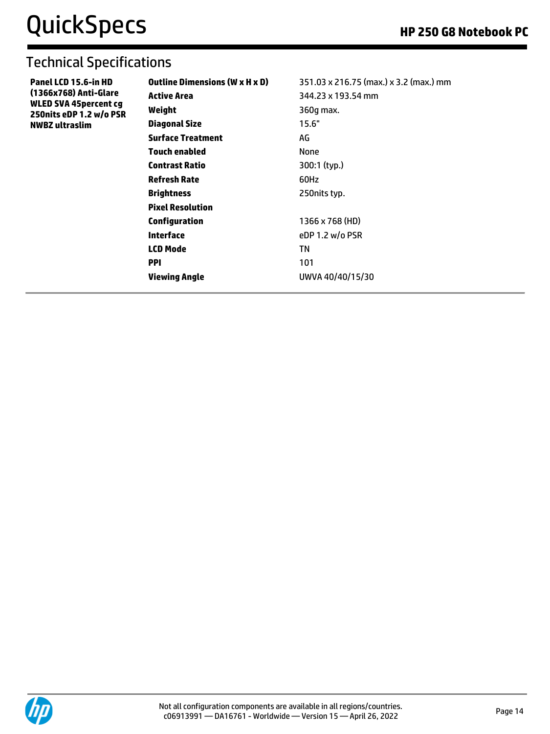## Technical Specifications

| | | |
|---|---|---|
| **Panel LCD 15.6-in HD (1366x768) Anti-Glare WLED SVA 45percent cg 250nits eDP 1.2 w/o PSR NWBZ ultraslim** | **Outline Dimensions (W x H x D)** | 351.03 x 216.75 (max.) x 3.2 (max.) mm |
| | **Active Area** | 344.23 x 193.54 mm |
| | **Weight** | 360g max. |
| | **Diagonal Size** | 15.6" |
| | **Surface Treatment** | AG |
| | **Touch enabled** | None |
| | **Contrast Ratio** | 300:1 (typ.) |
| | **Refresh Rate** | 60Hz |
| | **Brightness** | 250nits typ. |
| | **Pixel Resolution** | |
| | **Configuration** | 1366 x 768 (HD) |
| | **Interface** | eDP 1.2 w/o PSR |
| | **LCD Mode** | TN |
| | **PPI** | 101 |
| | **Viewing Angle** | UWVA 40/40/15/30 |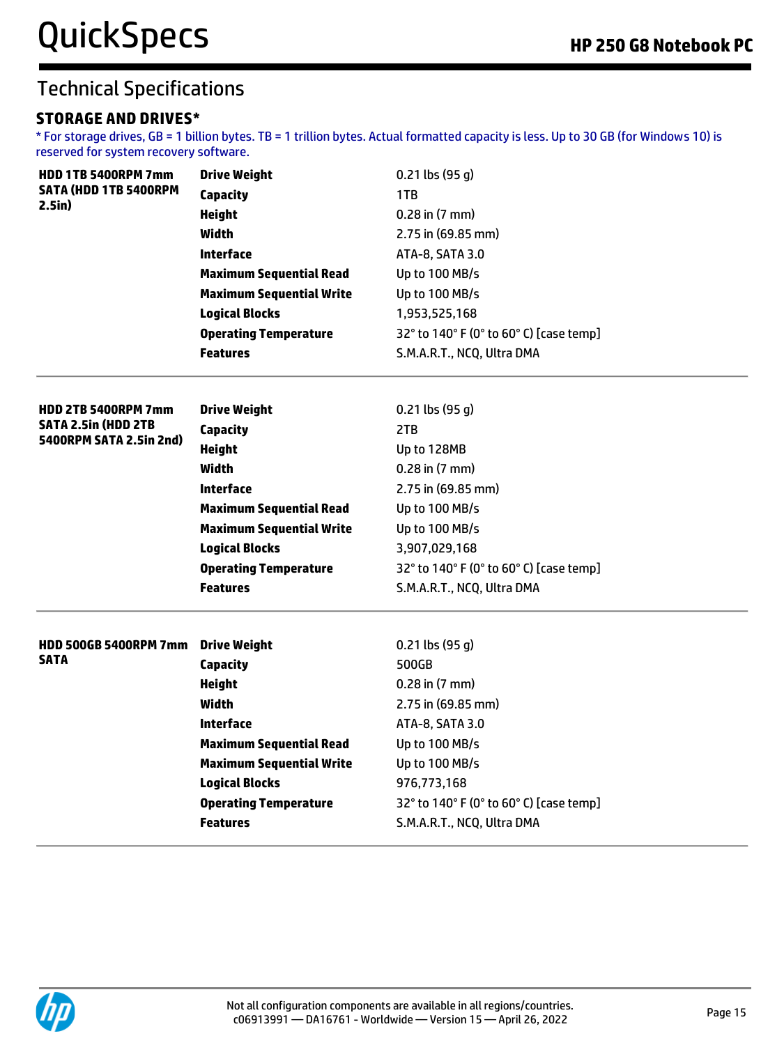## Technical Specifications

### STORAGE AND DRIVES*

* For storage drives, GB = 1 billion bytes. TB = 1 trillion bytes. Actual formatted capacity is less. Up to 30 GB (for Windows 10) is reserved for system recovery software.

| | | |
|---|---|---|
| **HDD 1TB 5400RPM 7mm SATA (HDD 1TB 5400RPM 2.5in)** | **Drive Weight** | 0.21 lbs (95 g) |
| | **Capacity** | 1TB |
| | **Height** | 0.28 in (7 mm) |
| | **Width** | 2.75 in (69.85 mm) |
| | **Interface** | ATA-8, SATA 3.0 |
| | **Maximum Sequential Read** | Up to 100 MB/s |
| | **Maximum Sequential Write** | Up to 100 MB/s |
| | **Logical Blocks** | 1,953,525,168 |
| | **Operating Temperature** | 32° to 140° F (0° to 60° C) [case temp] |
| | **Features** | S.M.A.R.T., NCQ, Ultra DMA |
| **HDD 2TB 5400RPM 7mm SATA 2.5in (HDD 2TB 5400RPM SATA 2.5in 2nd)** | **Drive Weight** | 0.21 lbs (95 g) |
| | **Capacity** | 2TB |
| | **Height** | Up to 128MB |
| | **Width** | 0.28 in (7 mm) |
| | **Interface** | 2.75 in (69.85 mm) |
| | **Maximum Sequential Read** | Up to 100 MB/s |
| | **Maximum Sequential Write** | Up to 100 MB/s |
| | **Logical Blocks** | 3,907,029,168 |
| | **Operating Temperature** | 32° to 140° F (0° to 60° C) [case temp] |
| | **Features** | S.M.A.R.T., NCQ, Ultra DMA |
| **HDD 500GB 5400RPM 7mm SATA** | **Drive Weight** | 0.21 lbs (95 g) |
| | **Capacity** | 500GB |
| | **Height** | 0.28 in (7 mm) |
| | **Width** | 2.75 in (69.85 mm) |
| | **Interface** | ATA-8, SATA 3.0 |
| | **Maximum Sequential Read** | Up to 100 MB/s |
| | **Maximum Sequential Write** | Up to 100 MB/s |
| | **Logical Blocks** | 976,773,168 |
| | **Operating Temperature** | 32° to 140° F (0° to 60° C) [case temp] |
| | **Features** | S.M.A.R.T., NCQ, Ultra DMA |

Not all configuration components are available in all regions/countries.
c06913991 — DA16761 - Worldwide — Version 15 — April 26, 2022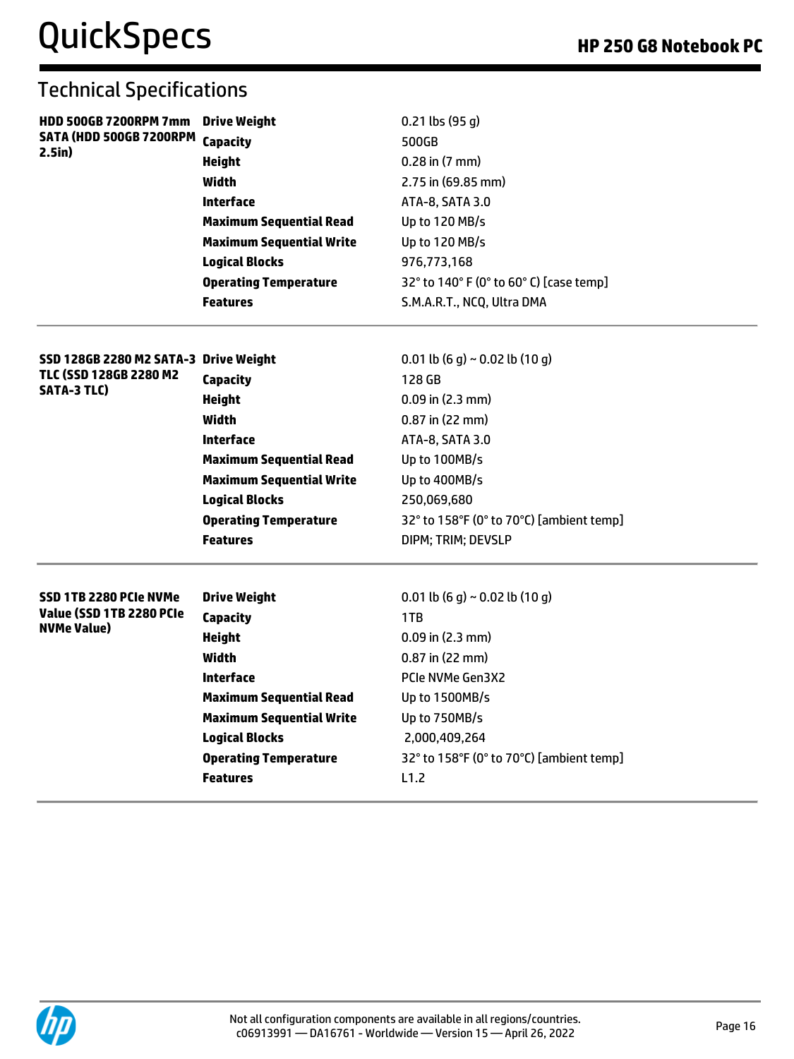## Technical Specifications

| | | |
|---|---|---|
| **HDD 500GB 7200RPM 7mm SATA (HDD 500GB 7200RPM 2.5in)** | **Drive Weight** | 0.21 lbs (95 g) |
| | **Capacity** | 500GB |
| | **Height** | 0.28 in (7 mm) |
| | **Width** | 2.75 in (69.85 mm) |
| | **Interface** | ATA-8, SATA 3.0 |
| | **Maximum Sequential Read** | Up to 120 MB/s |
| | **Maximum Sequential Write** | Up to 120 MB/s |
| | **Logical Blocks** | 976,773,168 |
| | **Operating Temperature** | 32° to 140° F (0° to 60° C) [case temp] |
| | **Features** | S.M.A.R.T., NCQ, Ultra DMA |

| | | |
|---|---|---|
| **SSD 128GB 2280 M2 SATA-3 TLC (SSD 128GB 2280 M2 SATA-3 TLC)** | **Drive Weight** | 0.01 lb (6 g) ~ 0.02 lb (10 g) |
| | **Capacity** | 128 GB |
| | **Height** | 0.09 in (2.3 mm) |
| | **Width** | 0.87 in (22 mm) |
| | **Interface** | ATA-8, SATA 3.0 |
| | **Maximum Sequential Read** | Up to 100MB/s |
| | **Maximum Sequential Write** | Up to 400MB/s |
| | **Logical Blocks** | 250,069,680 |
| | **Operating Temperature** | 32° to 158°F (0° to 70°C) [ambient temp] |
| | **Features** | DIPM; TRIM; DEVSLP |

| | | |
|---|---|---|
| **SSD 1TB 2280 PCIe NVMe Value (SSD 1TB 2280 PCIe NVMe Value)** | **Drive Weight** | 0.01 lb (6 g) ~ 0.02 lb (10 g) |
| | **Capacity** | 1TB |
| | **Height** | 0.09 in (2.3 mm) |
| | **Width** | 0.87 in (22 mm) |
| | **Interface** | PCIe NVMe Gen3X2 |
| | **Maximum Sequential Read** | Up to 1500MB/s |
| | **Maximum Sequential Write** | Up to 750MB/s |
| | **Logical Blocks** | 2,000,409,264 |
| | **Operating Temperature** | 32° to 158°F (0° to 70°C) [ambient temp] |
| | **Features** | L1.2 |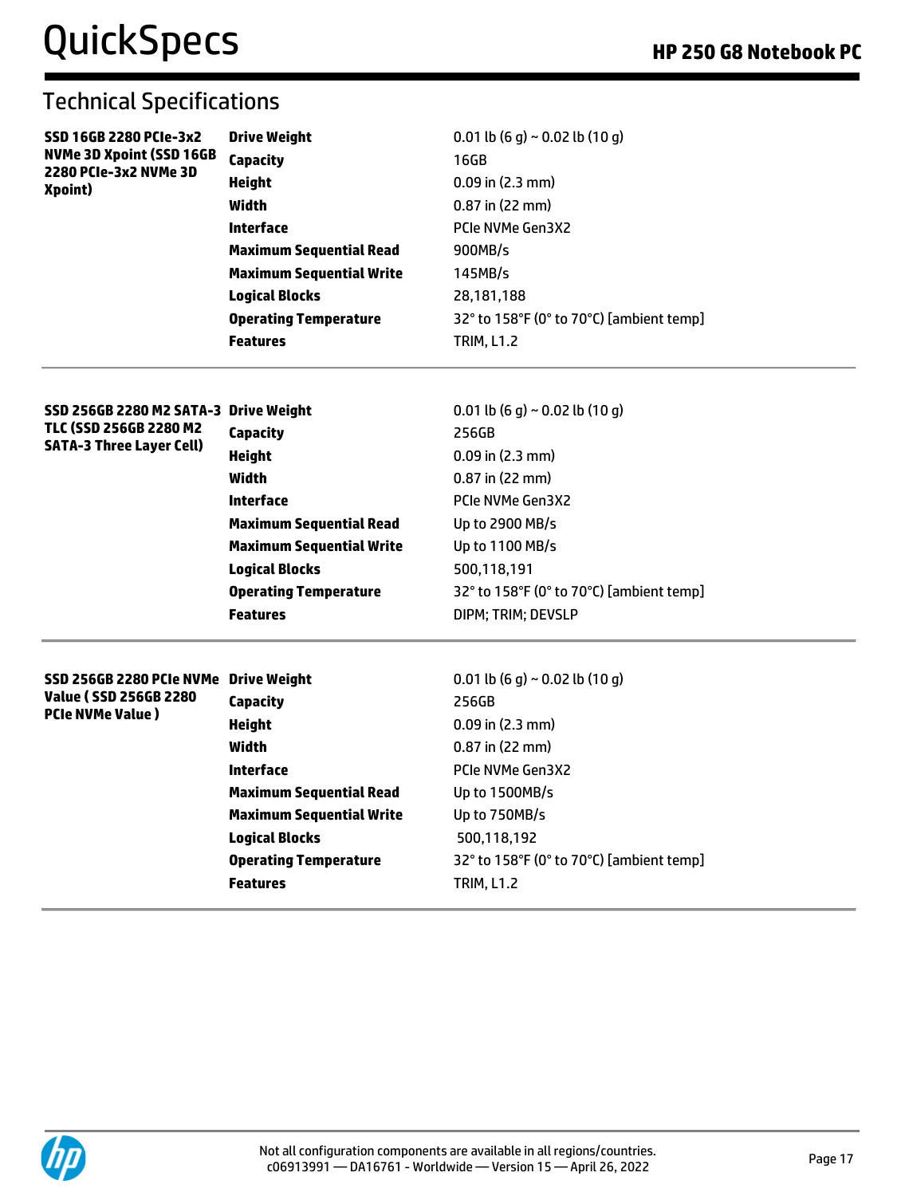## Technical Specifications

| | | |
|---|---|---|
| **SSD 16GB 2280 PCIe-3x2 NVMe 3D Xpoint (SSD 16GB 2280 PCIe-3x2 NVMe 3D Xpoint)** | **Drive Weight** | 0.01 lb (6 g) ~ 0.02 lb (10 g) |
| | **Capacity** | 16GB |
| | **Height** | 0.09 in (2.3 mm) |
| | **Width** | 0.87 in (22 mm) |
| | **Interface** | PCIe NVMe Gen3X2 |
| | **Maximum Sequential Read** | 900MB/s |
| | **Maximum Sequential Write** | 145MB/s |
| | **Logical Blocks** | 28,181,188 |
| | **Operating Temperature** | 32° to 158°F (0° to 70°C) [ambient temp] |
| | **Features** | TRIM, L1.2 |

| | | |
|---|---|---|
| **SSD 256GB 2280 M2 SATA-3 TLC (SSD 256GB 2280 M2 SATA-3 Three Layer Cell)** | **Drive Weight** | 0.01 lb (6 g) ~ 0.02 lb (10 g) |
| | **Capacity** | 256GB |
| | **Height** | 0.09 in (2.3 mm) |
| | **Width** | 0.87 in (22 mm) |
| | **Interface** | PCIe NVMe Gen3X2 |
| | **Maximum Sequential Read** | Up to 2900 MB/s |
| | **Maximum Sequential Write** | Up to 1100 MB/s |
| | **Logical Blocks** | 500,118,191 |
| | **Operating Temperature** | 32° to 158°F (0° to 70°C) [ambient temp] |
| | **Features** | DIPM; TRIM; DEVSLP |

| | | |
|---|---|---|
| **SSD 256GB 2280 PCIe NVMe Value ( SSD 256GB 2280 PCIe NVMe Value )** | **Drive Weight** | 0.01 lb (6 g) ~ 0.02 lb (10 g) |
| | **Capacity** | 256GB |
| | **Height** | 0.09 in (2.3 mm) |
| | **Width** | 0.87 in (22 mm) |
| | **Interface** | PCIe NVMe Gen3X2 |
| | **Maximum Sequential Read** | Up to 1500MB/s |
| | **Maximum Sequential Write** | Up to 750MB/s |
| | **Logical Blocks** | 500,118,192 |
| | **Operating Temperature** | 32° to 158°F (0° to 70°C) [ambient temp] |
| | **Features** | TRIM, L1.2 |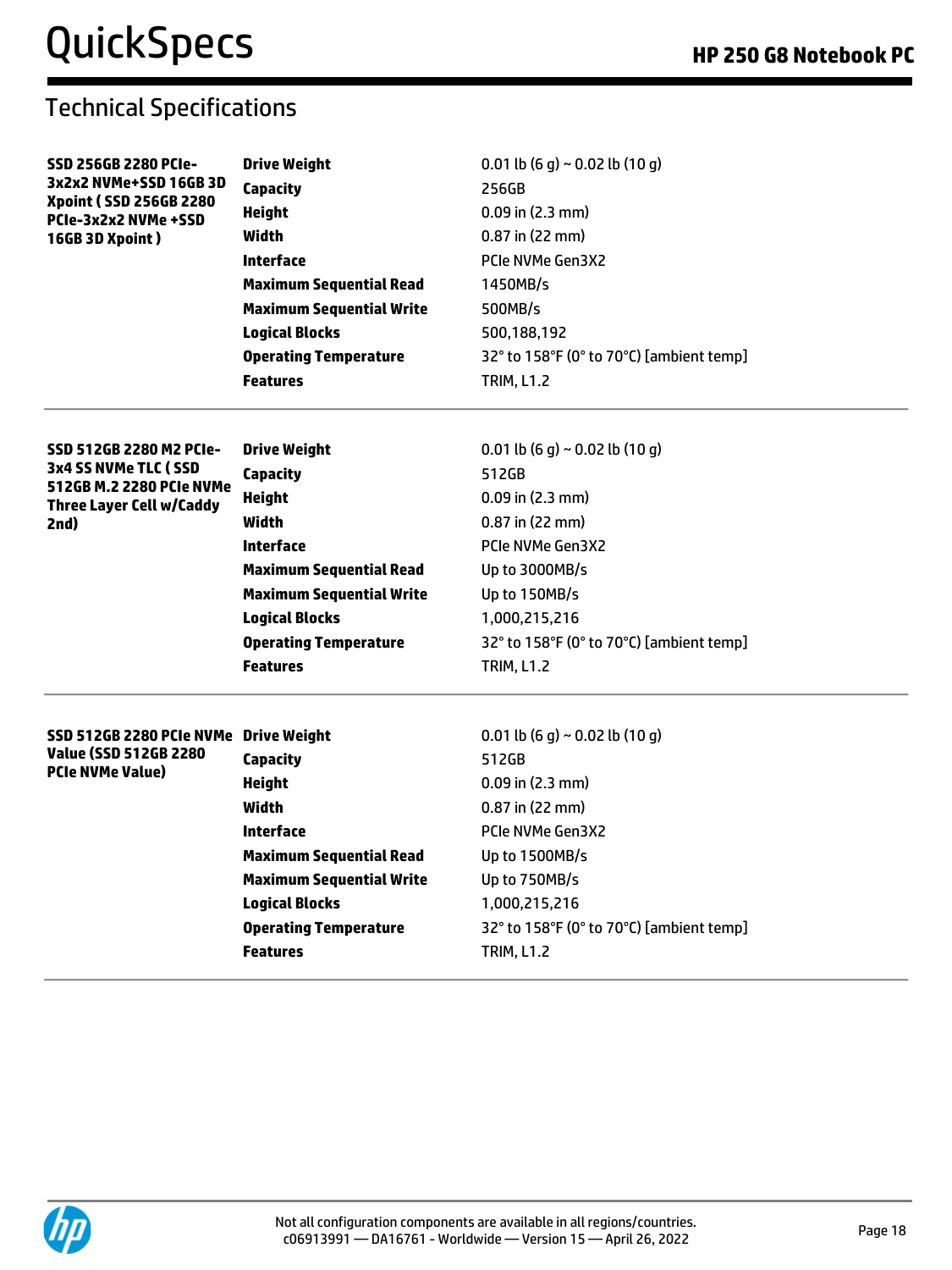## Technical Specifications

| | | |
|---|---|---|
| **SSD 256GB 2280 PCIe-3x2x2 NVMe+SSD 16GB 3D Xpoint ( SSD 256GB 2280 PCIe-3x2x2 NVMe +SSD 16GB 3D Xpoint )** | **Drive Weight** | 0.01 lb (6 g) ~ 0.02 lb (10 g) |
| | **Capacity** | 256GB |
| | **Height** | 0.09 in (2.3 mm) |
| | **Width** | 0.87 in (22 mm) |
| | **Interface** | PCIe NVMe Gen3X2 |
| | **Maximum Sequential Read** | 1450MB/s |
| | **Maximum Sequential Write** | 500MB/s |
| | **Logical Blocks** | 500,188,192 |
| | **Operating Temperature** | 32° to 158°F (0° to 70°C) [ambient temp] |
| | **Features** | TRIM, L1.2 |

| | | |
|---|---|---|
| **SSD 512GB 2280 M2 PCIe-3x4 SS NVMe TLC ( SSD 512GB M.2 2280 PCIe NVMe Three Layer Cell w/Caddy 2nd)** | **Drive Weight** | 0.01 lb (6 g) ~ 0.02 lb (10 g) |
| | **Capacity** | 512GB |
| | **Height** | 0.09 in (2.3 mm) |
| | **Width** | 0.87 in (22 mm) |
| | **Interface** | PCIe NVMe Gen3X2 |
| | **Maximum Sequential Read** | Up to 3000MB/s |
| | **Maximum Sequential Write** | Up to 150MB/s |
| | **Logical Blocks** | 1,000,215,216 |
| | **Operating Temperature** | 32° to 158°F (0° to 70°C) [ambient temp] |
| | **Features** | TRIM, L1.2 |

| | | |
|---|---|---|
| **SSD 512GB 2280 PCIe NVMe Value (SSD 512GB 2280 PCIe NVMe Value)** | **Drive Weight** | 0.01 lb (6 g) ~ 0.02 lb (10 g) |
| | **Capacity** | 512GB |
| | **Height** | 0.09 in (2.3 mm) |
| | **Width** | 0.87 in (22 mm) |
| | **Interface** | PCIe NVMe Gen3X2 |
| | **Maximum Sequential Read** | Up to 1500MB/s |
| | **Maximum Sequential Write** | Up to 750MB/s |
| | **Logical Blocks** | 1,000,215,216 |
| | **Operating Temperature** | 32° to 158°F (0° to 70°C) [ambient temp] |
| | **Features** | TRIM, L1.2 |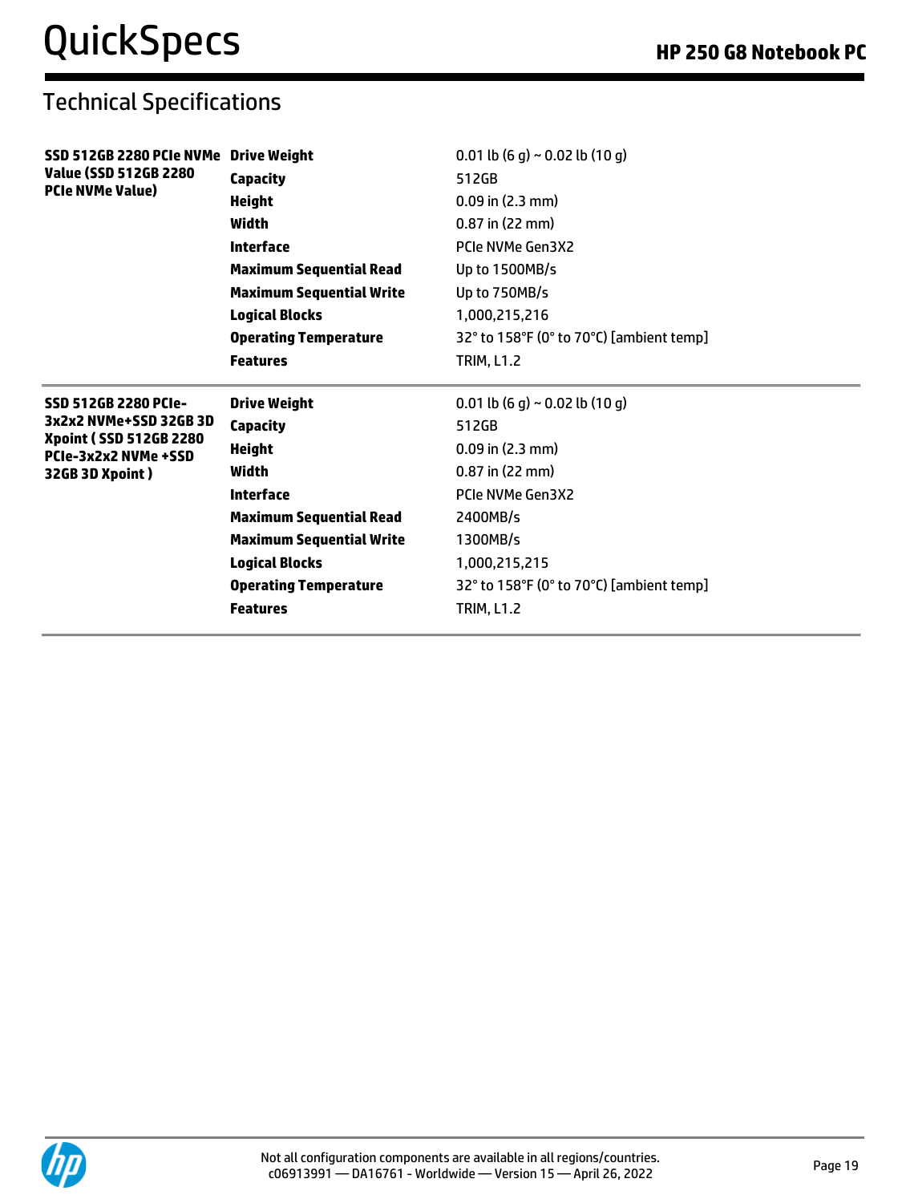## Technical Specifications

| | | |
|---|---|---|
| **SSD 512GB 2280 PCIe NVMe Value (SSD 512GB 2280 PCIe NVMe Value)** | **Drive Weight** | 0.01 lb (6 g) ~ 0.02 lb (10 g) |
| | **Capacity** | 512GB |
| | **Height** | 0.09 in (2.3 mm) |
| | **Width** | 0.87 in (22 mm) |
| | **Interface** | PCIe NVMe Gen3X2 |
| | **Maximum Sequential Read** | Up to 1500MB/s |
| | **Maximum Sequential Write** | Up to 750MB/s |
| | **Logical Blocks** | 1,000,215,216 |
| | **Operating Temperature** | 32° to 158°F (0° to 70°C) [ambient temp] |
| | **Features** | TRIM, L1.2 |
| **SSD 512GB 2280 PCIe-3x2x2 NVMe+SSD 32GB 3D Xpoint ( SSD 512GB 2280 PCIe-3x2x2 NVMe +SSD 32GB 3D Xpoint )** | **Drive Weight** | 0.01 lb (6 g) ~ 0.02 lb (10 g) |
| | **Capacity** | 512GB |
| | **Height** | 0.09 in (2.3 mm) |
| | **Width** | 0.87 in (22 mm) |
| | **Interface** | PCIe NVMe Gen3X2 |
| | **Maximum Sequential Read** | 2400MB/s |
| | **Maximum Sequential Write** | 1300MB/s |
| | **Logical Blocks** | 1,000,215,215 |
| | **Operating Temperature** | 32° to 158°F (0° to 70°C) [ambient temp] |
| | **Features** | TRIM, L1.2 |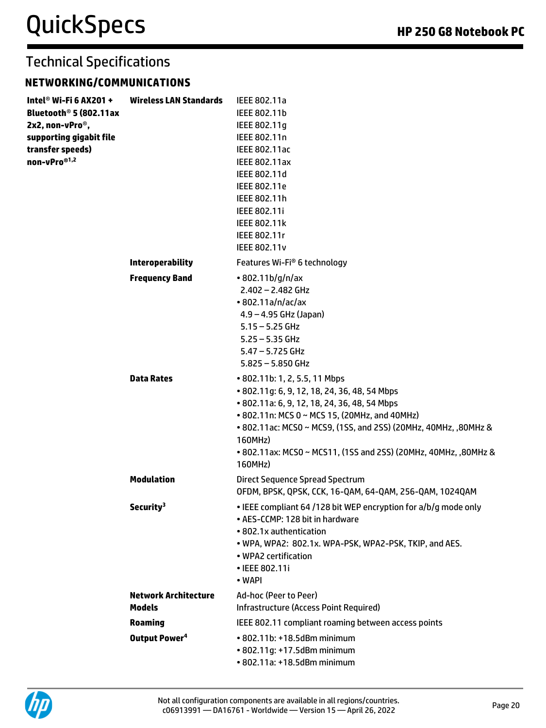# Technical Specifications

## NETWORKING/COMMUNICATIONS

| | | |
|---|---|---|
| **Intel® Wi-Fi 6 AX201 + Bluetooth® 5 (802.11ax 2x2, non-vPro®, supporting gigabit file transfer speeds) non-vPro®[1,2]** | **Wireless LAN Standards** | IEEE 802.11a<br>IEEE 802.11b<br>IEEE 802.11g<br>IEEE 802.11n<br>IEEE 802.11ac<br>IEEE 802.11ax<br>IEEE 802.11d<br>IEEE 802.11e<br>IEEE 802.11h<br>IEEE 802.11i<br>IEEE 802.11k<br>IEEE 802.11r<br>IEEE 802.11v |
| | **Interoperability** | Features Wi-Fi® 6 technology |
| | **Frequency Band** | • 802.11b/g/n/ax<br>2.402 – 2.482 GHz<br>• 802.11a/n/ac/ax<br>4.9 – 4.95 GHz (Japan)<br>5.15 – 5.25 GHz<br>5.25 – 5.35 GHz<br>5.47 – 5.725 GHz<br>5.825 – 5.850 GHz |
| | **Data Rates** | • 802.11b: 1, 2, 5.5, 11 Mbps<br>• 802.11g: 6, 9, 12, 18, 24, 36, 48, 54 Mbps<br>• 802.11a: 6, 9, 12, 18, 24, 36, 48, 54 Mbps<br>• 802.11n: MCS 0 ~ MCS 15, (20MHz, and 40MHz)<br>• 802.11ac: MCS0 ~ MCS9, (1SS, and 2SS) (20MHz, 40MHz, ,80MHz & 160MHz)<br>• 802.11ax: MCS0 ~ MCS11, (1SS and 2SS) (20MHz, 40MHz, ,80MHz & 160MHz) |
| | **Modulation** | Direct Sequence Spread Spectrum<br>OFDM, BPSK, QPSK, CCK, 16-QAM, 64-QAM, 256-QAM, 1024QAM |
| | **Security[3]** | • IEEE compliant 64 /128 bit WEP encryption for a/b/g mode only<br>• AES-CCMP: 128 bit in hardware<br>• 802.1x authentication<br>• WPA, WPA2: 802.1x. WPA-PSK, WPA2-PSK, TKIP, and AES.<br>• WPA2 certification<br>• IEEE 802.11i<br>• WAPI |
| | **Network Architecture Models** | Ad-hoc (Peer to Peer)<br>Infrastructure (Access Point Required) |
| | **Roaming** | IEEE 802.11 compliant roaming between access points |
| | **Output Power[4]** | • 802.11b: +18.5dBm minimum<br>• 802.11g: +17.5dBm minimum<br>• 802.11a: +18.5dBm minimum |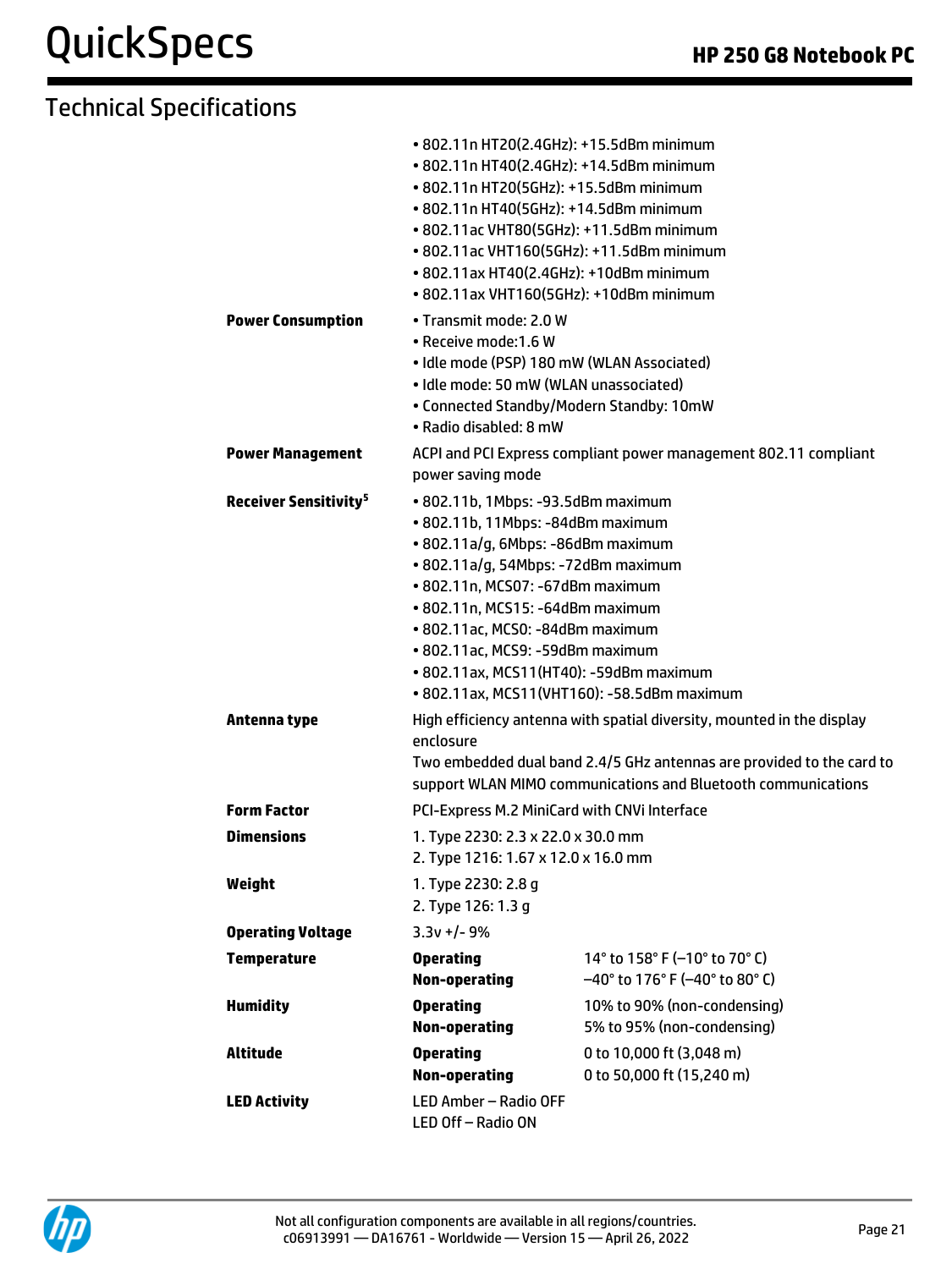## Technical Specifications

| | | |
|---|---|---|
| | • 802.11n HT20(2.4GHz): +15.5dBm minimum<br>• 802.11n HT40(2.4GHz): +14.5dBm minimum<br>• 802.11n HT20(5GHz): +15.5dBm minimum<br>• 802.11n HT40(5GHz): +14.5dBm minimum<br>• 802.11ac VHT80(5GHz): +11.5dBm minimum<br>• 802.11ac VHT160(5GHz): +11.5dBm minimum<br>• 802.11ax HT40(2.4GHz): +10dBm minimum<br>• 802.11ax VHT160(5GHz): +10dBm minimum | |
| **Power Consumption** | • Transmit mode: 2.0 W<br>• Receive mode:1.6 W<br>• Idle mode (PSP) 180 mW (WLAN Associated)<br>• Idle mode: 50 mW (WLAN unassociated)<br>• Connected Standby/Modern Standby: 10mW<br>• Radio disabled: 8 mW | |
| **Power Management** | ACPI and PCI Express compliant power management 802.11 compliant power saving mode | |
| **Receiver Sensitivity[5]** | • 802.11b, 1Mbps: -93.5dBm maximum<br>• 802.11b, 11Mbps: -84dBm maximum<br>• 802.11a/g, 6Mbps: -86dBm maximum<br>• 802.11a/g, 54Mbps: -72dBm maximum<br>• 802.11n, MCS07: -67dBm maximum<br>• 802.11n, MCS15: -64dBm maximum<br>• 802.11ac, MCS0: -84dBm maximum<br>• 802.11ac, MCS9: -59dBm maximum<br>• 802.11ax, MCS11(HT40): -59dBm maximum<br>• 802.11ax, MCS11(VHT160): -58.5dBm maximum | |
| **Antenna type** | High efficiency antenna with spatial diversity, mounted in the display enclosure<br>Two embedded dual band 2.4/5 GHz antennas are provided to the card to support WLAN MIMO communications and Bluetooth communications | |
| **Form Factor** | PCI-Express M.2 MiniCard with CNVi Interface | |
| **Dimensions** | 1. Type 2230: 2.3 x 22.0 x 30.0 mm<br>2. Type 1216: 1.67 x 12.0 x 16.0 mm | |
| **Weight** | 1. Type 2230: 2.8 g<br>2. Type 126: 1.3 g | |
| **Operating Voltage** | 3.3v +/- 9% | |
| **Temperature** | **Operating** | 14° to 158° F (–10° to 70° C) |
| | **Non-operating** | –40° to 176° F (–40° to 80° C) |
| **Humidity** | **Operating** | 10% to 90% (non-condensing) |
| | **Non-operating** | 5% to 95% (non-condensing) |
| **Altitude** | **Operating** | 0 to 10,000 ft (3,048 m) |
| | **Non-operating** | 0 to 50,000 ft (15,240 m) |
| **LED Activity** | LED Amber – Radio OFF<br>LED Off – Radio ON | |

Not all configuration components are available in all regions/countries.
c06913991 — DA16761 - Worldwide — Version 15 — April 26, 2022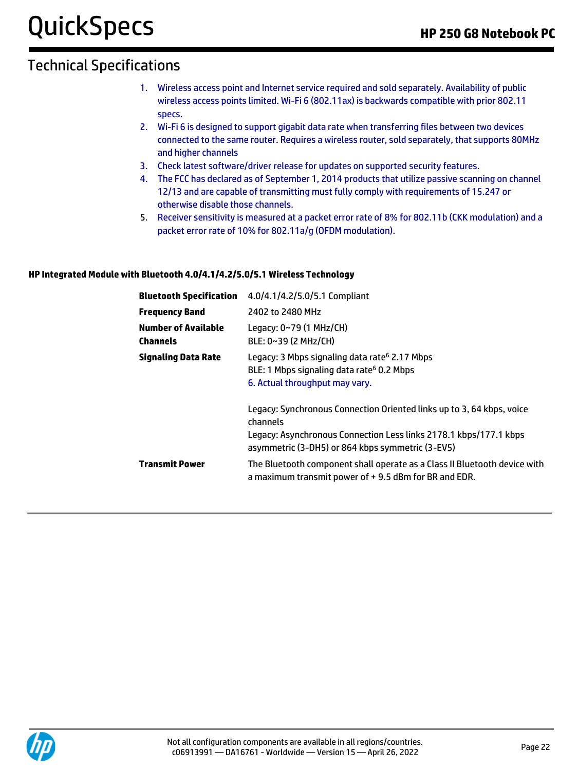## Technical Specifications

1. Wireless access point and Internet service required and sold separately. Availability of public wireless access points limited. Wi-Fi 6 (802.11ax) is backwards compatible with prior 802.11 specs.
2. Wi-Fi 6 is designed to support gigabit data rate when transferring files between two devices connected to the same router. Requires a wireless router, sold separately, that supports 80MHz and higher channels
3. Check latest software/driver release for updates on supported security features.
4. The FCC has declared as of September 1, 2014 products that utilize passive scanning on channel 12/13 and are capable of transmitting must fully comply with requirements of 15.247 or otherwise disable those channels.
5. Receiver sensitivity is measured at a packet error rate of 8% for 802.11b (CKK modulation) and a packet error rate of 10% for 802.11a/g (OFDM modulation).

### HP Integrated Module with Bluetooth 4.0/4.1/4.2/5.0/5.1 Wireless Technology

| | |
|---|---|
| **Bluetooth Specification** | 4.0/4.1/4.2/5.0/5.1 Compliant |
| **Frequency Band** | 2402 to 2480 MHz |
| **Number of Available Channels** | Legacy: 0~79 (1 MHz/CH)<br>BLE: 0~39 (2 MHz/CH) |
| **Signaling Data Rate** | Legacy: 3 Mbps signaling data rate[6] 2.17 Mbps<br>BLE: 1 Mbps signaling data rate[6] 0.2 Mbps<br>6. Actual throughput may vary.<br><br>Legacy: Synchronous Connection Oriented links up to 3, 64 kbps, voice channels<br>Legacy: Asynchronous Connection Less links 2178.1 kbps/177.1 kbps asymmetric (3-DH5) or 864 kbps symmetric (3-EV5) |
| **Transmit Power** | The Bluetooth component shall operate as a Class II Bluetooth device with a maximum transmit power of + 9.5 dBm for BR and EDR. |

Not all configuration components are available in all regions/countries.
c06913991 — DA16761 - Worldwide — Version 15 — April 26, 2022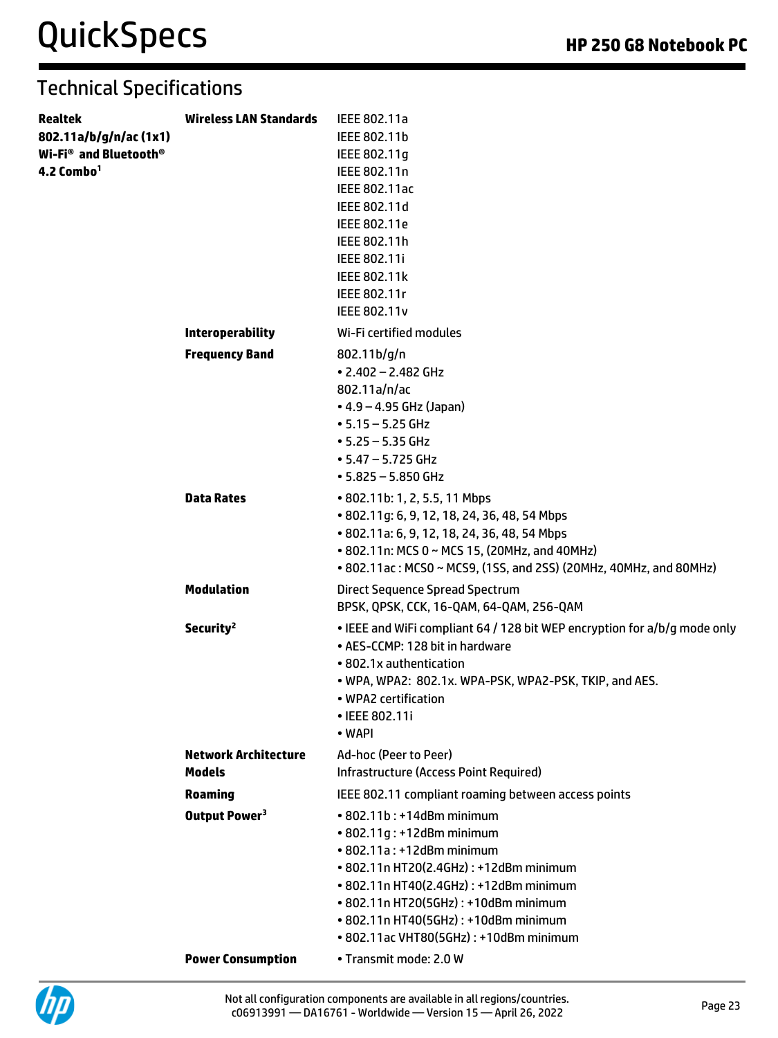## Technical Specifications

| | | |
|---|---|---|
| **Realtek 802.11a/b/g/n/ac (1x1) Wi-Fi® and Bluetooth® 4.2 Combo**[1] | **Wireless LAN Standards** | IEEE 802.11a<br>IEEE 802.11b<br>IEEE 802.11g<br>IEEE 802.11n<br>IEEE 802.11ac<br>IEEE 802.11d<br>IEEE 802.11e<br>IEEE 802.11h<br>IEEE 802.11i<br>IEEE 802.11k<br>IEEE 802.11r<br>IEEE 802.11v |
| | **Interoperability** | Wi-Fi certified modules |
| | **Frequency Band** | 802.11b/g/n<br>• 2.402 – 2.482 GHz<br>802.11a/n/ac<br>• 4.9 – 4.95 GHz (Japan)<br>• 5.15 – 5.25 GHz<br>• 5.25 – 5.35 GHz<br>• 5.47 – 5.725 GHz<br>• 5.825 – 5.850 GHz |
| | **Data Rates** | • 802.11b: 1, 2, 5.5, 11 Mbps<br>• 802.11g: 6, 9, 12, 18, 24, 36, 48, 54 Mbps<br>• 802.11a: 6, 9, 12, 18, 24, 36, 48, 54 Mbps<br>• 802.11n: MCS 0 ~ MCS 15, (20MHz, and 40MHz)<br>• 802.11ac : MCS0 ~ MCS9, (1SS, and 2SS) (20MHz, 40MHz, and 80MHz) |
| | **Modulation** | Direct Sequence Spread Spectrum<br>BPSK, QPSK, CCK, 16-QAM, 64-QAM, 256-QAM |
| | **Security**[2] | • IEEE and WiFi compliant 64 / 128 bit WEP encryption for a/b/g mode only<br>• AES-CCMP: 128 bit in hardware<br>• 802.1x authentication<br>• WPA, WPA2: 802.1x. WPA-PSK, WPA2-PSK, TKIP, and AES.<br>• WPA2 certification<br>• IEEE 802.11i<br>• WAPI |
| | **Network Architecture Models** | Ad-hoc (Peer to Peer)<br>Infrastructure (Access Point Required) |
| | **Roaming** | IEEE 802.11 compliant roaming between access points |
| | **Output Power**[3] | • 802.11b : +14dBm minimum<br>• 802.11g : +12dBm minimum<br>• 802.11a : +12dBm minimum<br>• 802.11n HT20(2.4GHz) : +12dBm minimum<br>• 802.11n HT40(2.4GHz) : +12dBm minimum<br>• 802.11n HT20(5GHz) : +10dBm minimum<br>• 802.11n HT40(5GHz) : +10dBm minimum<br>• 802.11ac VHT80(5GHz) : +10dBm minimum |
| | **Power Consumption** | • Transmit mode: 2.0 W |

Not all configuration components are available in all regions/countries.
c06913991 — DA16761 - Worldwide — Version 15 — April 26, 2022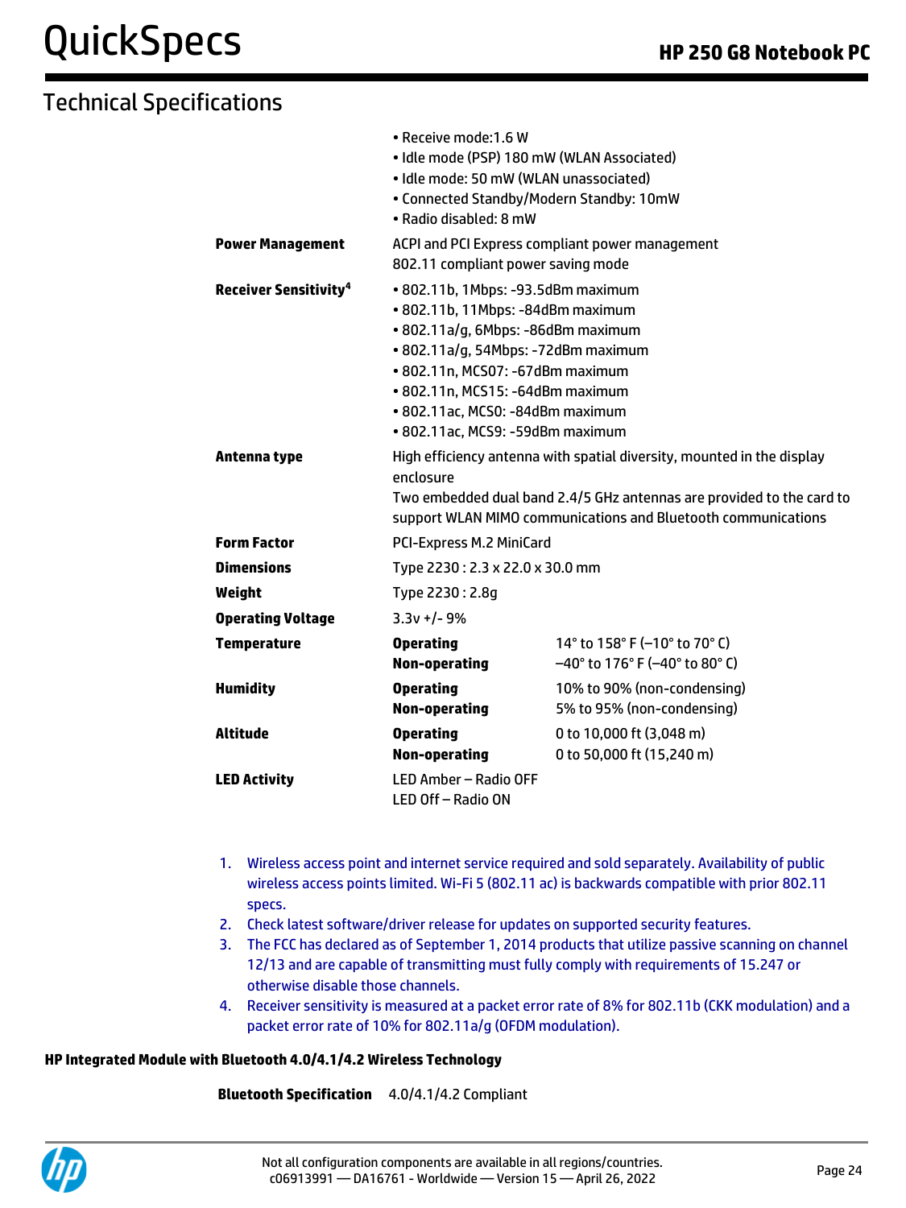## Technical Specifications

| | | |
|---|---|---|
| | • Receive mode:1.6 W<br>• Idle mode (PSP) 180 mW (WLAN Associated)<br>• Idle mode: 50 mW (WLAN unassociated)<br>• Connected Standby/Modern Standby: 10mW<br>• Radio disabled: 8 mW | |
| **Power Management** | ACPI and PCI Express compliant power management<br>802.11 compliant power saving mode | |
| **Receiver Sensitivity[4]** | • 802.11b, 1Mbps: -93.5dBm maximum<br>• 802.11b, 11Mbps: -84dBm maximum<br>• 802.11a/g, 6Mbps: -86dBm maximum<br>• 802.11a/g, 54Mbps: -72dBm maximum<br>• 802.11n, MCS07: -67dBm maximum<br>• 802.11n, MCS15: -64dBm maximum<br>• 802.11ac, MCS0: -84dBm maximum<br>• 802.11ac, MCS9: -59dBm maximum | |
| **Antenna type** | High efficiency antenna with spatial diversity, mounted in the display enclosure<br>Two embedded dual band 2.4/5 GHz antennas are provided to the card to support WLAN MIMO communications and Bluetooth communications | |
| **Form Factor** | PCI-Express M.2 MiniCard | |
| **Dimensions** | Type 2230 : 2.3 x 22.0 x 30.0 mm | |
| **Weight** | Type 2230 : 2.8g | |
| **Operating Voltage** | 3.3v +/- 9% | |
| **Temperature** | **Operating** | 14° to 158° F (–10° to 70° C) |
| | **Non-operating** | –40° to 176° F (–40° to 80° C) |
| **Humidity** | **Operating** | 10% to 90% (non-condensing) |
| | **Non-operating** | 5% to 95% (non-condensing) |
| **Altitude** | **Operating** | 0 to 10,000 ft (3,048 m) |
| | **Non-operating** | 0 to 50,000 ft (15,240 m) |
| **LED Activity** | LED Amber – Radio OFF<br>LED Off – Radio ON | |

1. Wireless access point and internet service required and sold separately. Availability of public wireless access points limited. Wi-Fi 5 (802.11 ac) is backwards compatible with prior 802.11 specs.
2. Check latest software/driver release for updates on supported security features.
3. The FCC has declared as of September 1, 2014 products that utilize passive scanning on channel 12/13 and are capable of transmitting must fully comply with requirements of 15.247 or otherwise disable those channels.
4. Receiver sensitivity is measured at a packet error rate of 8% for 802.11b (CKK modulation) and a packet error rate of 10% for 802.11a/g (OFDM modulation).

### HP Integrated Module with Bluetooth 4.0/4.1/4.2 Wireless Technology

| | |
|---|---|
| **Bluetooth Specification** | 4.0/4.1/4.2 Compliant |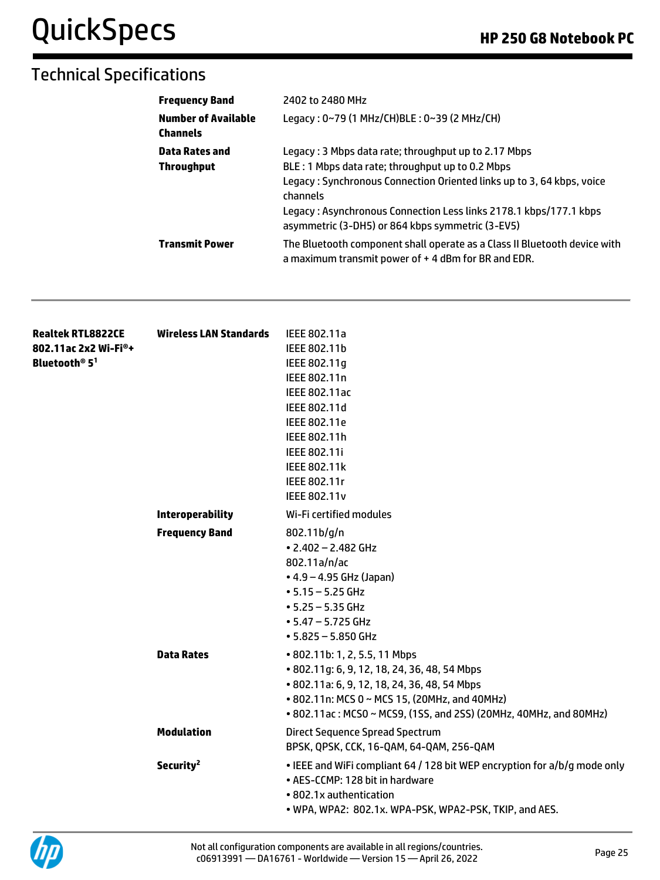## Technical Specifications

| | | |
|---|---|---|
| | **Frequency Band** | 2402 to 2480 MHz |
| | **Number of Available Channels** | Legacy : 0~79 (1 MHz/CH)BLE : 0~39 (2 MHz/CH) |
| | **Data Rates and Throughput** | Legacy : 3 Mbps data rate; throughput up to 2.17 Mbps<br>BLE : 1 Mbps data rate; throughput up to 0.2 Mbps<br>Legacy : Synchronous Connection Oriented links up to 3, 64 kbps, voice channels<br>Legacy : Asynchronous Connection Less links 2178.1 kbps/177.1 kbps asymmetric (3-DH5) or 864 kbps symmetric (3-EV5) |
| | **Transmit Power** | The Bluetooth component shall operate as a Class II Bluetooth device with a maximum transmit power of + 4 dBm for BR and EDR. |

| | | |
|---|---|---|
| **Realtek RTL8822CE 802.11ac 2x2 Wi-Fi®+ Bluetooth® 5[1]** | **Wireless LAN Standards** | IEEE 802.11a<br>IEEE 802.11b<br>IEEE 802.11g<br>IEEE 802.11n<br>IEEE 802.11ac<br>IEEE 802.11d<br>IEEE 802.11e<br>IEEE 802.11h<br>IEEE 802.11i<br>IEEE 802.11k<br>IEEE 802.11r<br>IEEE 802.11v |
| | **Interoperability** | Wi-Fi certified modules |
| | **Frequency Band** | 802.11b/g/n<br>• 2.402 – 2.482 GHz<br>802.11a/n/ac<br>• 4.9 – 4.95 GHz (Japan)<br>• 5.15 – 5.25 GHz<br>• 5.25 – 5.35 GHz<br>• 5.47 – 5.725 GHz<br>• 5.825 – 5.850 GHz |
| | **Data Rates** | • 802.11b: 1, 2, 5.5, 11 Mbps<br>• 802.11g: 6, 9, 12, 18, 24, 36, 48, 54 Mbps<br>• 802.11a: 6, 9, 12, 18, 24, 36, 48, 54 Mbps<br>• 802.11n: MCS 0 ~ MCS 15, (20MHz, and 40MHz)<br>• 802.11ac : MCS0 ~ MCS9, (1SS, and 2SS) (20MHz, 40MHz, and 80MHz) |
| | **Modulation** | Direct Sequence Spread Spectrum<br>BPSK, QPSK, CCK, 16-QAM, 64-QAM, 256-QAM |
| | **Security[2]** | • IEEE and WiFi compliant 64 / 128 bit WEP encryption for a/b/g mode only<br>• AES-CCMP: 128 bit in hardware<br>• 802.1x authentication<br>• WPA, WPA2: 802.1x. WPA-PSK, WPA2-PSK, TKIP, and AES. |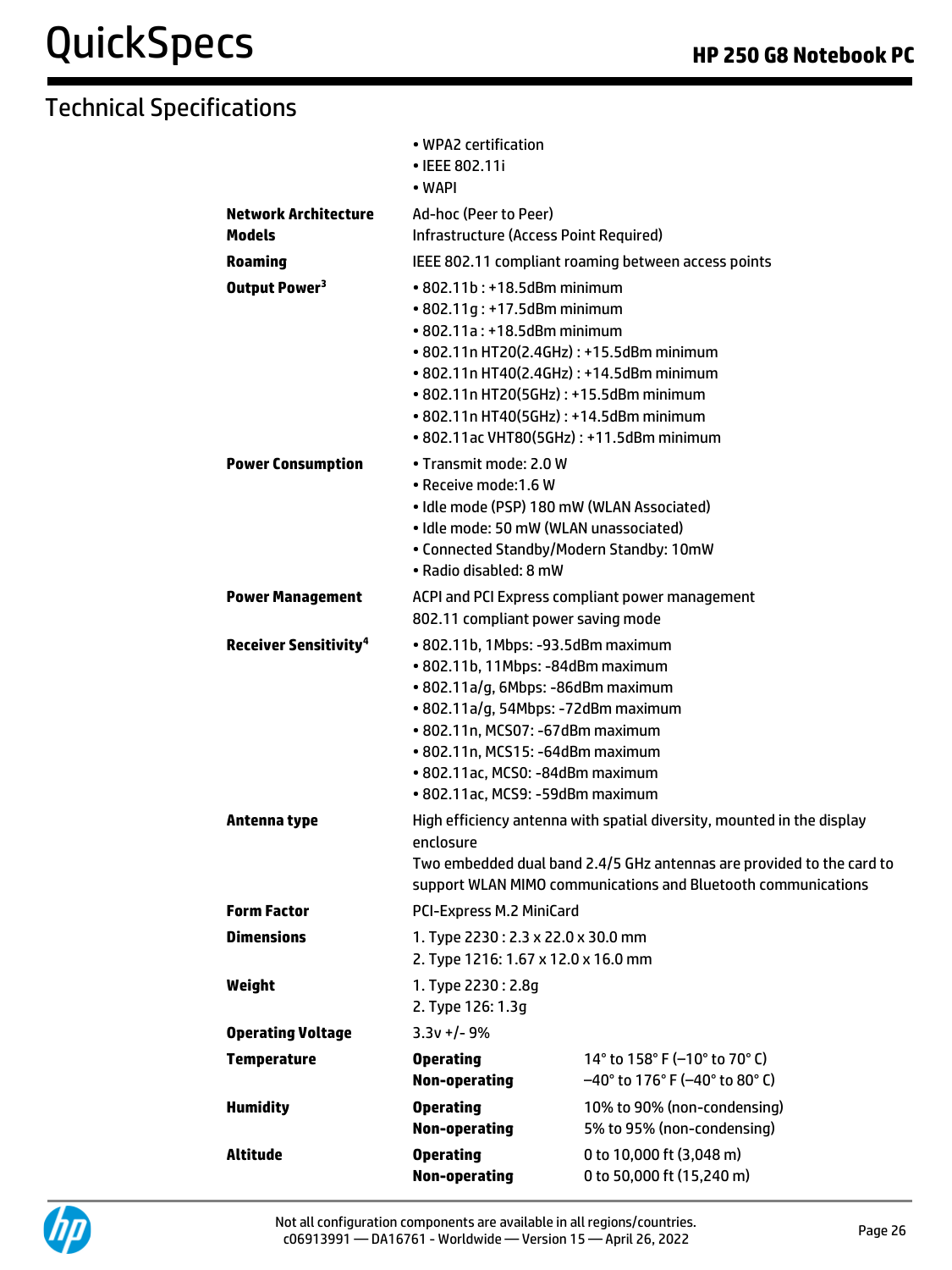## Technical Specifications

| | | |
|---|---|---|
| | • WPA2 certification<br>• IEEE 802.11i<br>• WAPI | |
| **Network Architecture Models** | Ad-hoc (Peer to Peer)<br>Infrastructure (Access Point Required) | |
| **Roaming** | IEEE 802.11 compliant roaming between access points | |
| **Output Power[3]** | • 802.11b : +18.5dBm minimum<br>• 802.11g : +17.5dBm minimum<br>• 802.11a : +18.5dBm minimum<br>• 802.11n HT20(2.4GHz) : +15.5dBm minimum<br>• 802.11n HT40(2.4GHz) : +14.5dBm minimum<br>• 802.11n HT20(5GHz) : +15.5dBm minimum<br>• 802.11n HT40(5GHz) : +14.5dBm minimum<br>• 802.11ac VHT80(5GHz) : +11.5dBm minimum | |
| **Power Consumption** | • Transmit mode: 2.0 W<br>• Receive mode:1.6 W<br>• Idle mode (PSP) 180 mW (WLAN Associated)<br>• Idle mode: 50 mW (WLAN unassociated)<br>• Connected Standby/Modern Standby: 10mW<br>• Radio disabled: 8 mW | |
| **Power Management** | ACPI and PCI Express compliant power management<br>802.11 compliant power saving mode | |
| **Receiver Sensitivity[4]** | • 802.11b, 1Mbps: -93.5dBm maximum<br>• 802.11b, 11Mbps: -84dBm maximum<br>• 802.11a/g, 6Mbps: -86dBm maximum<br>• 802.11a/g, 54Mbps: -72dBm maximum<br>• 802.11n, MCS07: -67dBm maximum<br>• 802.11n, MCS15: -64dBm maximum<br>• 802.11ac, MCS0: -84dBm maximum<br>• 802.11ac, MCS9: -59dBm maximum | |
| **Antenna type** | High efficiency antenna with spatial diversity, mounted in the display enclosure<br>Two embedded dual band 2.4/5 GHz antennas are provided to the card to support WLAN MIMO communications and Bluetooth communications | |
| **Form Factor** | PCI-Express M.2 MiniCard | |
| **Dimensions** | 1. Type 2230 : 2.3 x 22.0 x 30.0 mm<br>2. Type 1216: 1.67 x 12.0 x 16.0 mm | |
| **Weight** | 1. Type 2230 : 2.8g<br>2. Type 126: 1.3g | |
| **Operating Voltage** | 3.3v +/- 9% | |
| **Temperature** | **Operating** | 14° to 158° F (–10° to 70° C) |
| | **Non-operating** | –40° to 176° F (–40° to 80° C) |
| **Humidity** | **Operating** | 10% to 90% (non-condensing) |
| | **Non-operating** | 5% to 95% (non-condensing) |
| **Altitude** | **Operating** | 0 to 10,000 ft (3,048 m) |
| | **Non-operating** | 0 to 50,000 ft (15,240 m) |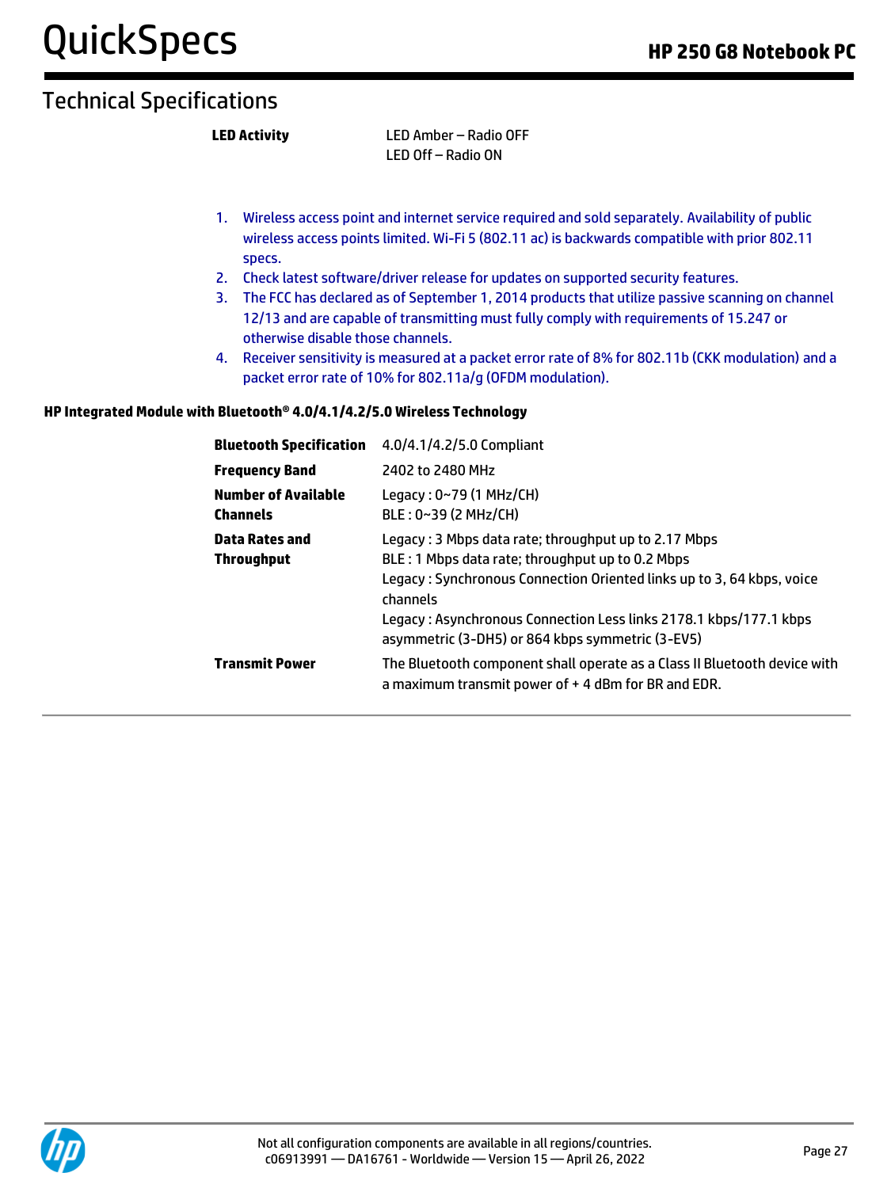## Technical Specifications

| | |
|---|---|
| **LED Activity** | LED Amber – Radio OFF<br>LED Off – Radio ON |

1. Wireless access point and internet service required and sold separately. Availability of public wireless access points limited. Wi-Fi 5 (802.11 ac) is backwards compatible with prior 802.11 specs.
2. Check latest software/driver release for updates on supported security features.
3. The FCC has declared as of September 1, 2014 products that utilize passive scanning on channel 12/13 and are capable of transmitting must fully comply with requirements of 15.247 or otherwise disable those channels.
4. Receiver sensitivity is measured at a packet error rate of 8% for 802.11b (CKK modulation) and a packet error rate of 10% for 802.11a/g (OFDM modulation).

### HP Integrated Module with Bluetooth® 4.0/4.1/4.2/5.0 Wireless Technology

| | |
|---|---|
| **Bluetooth Specification** | 4.0/4.1/4.2/5.0 Compliant |
| **Frequency Band** | 2402 to 2480 MHz |
| **Number of Available Channels** | Legacy : 0~79 (1 MHz/CH)<br>BLE : 0~39 (2 MHz/CH) |
| **Data Rates and Throughput** | Legacy : 3 Mbps data rate; throughput up to 2.17 Mbps<br>BLE : 1 Mbps data rate; throughput up to 0.2 Mbps<br>Legacy : Synchronous Connection Oriented links up to 3, 64 kbps, voice channels<br>Legacy : Asynchronous Connection Less links 2178.1 kbps/177.1 kbps asymmetric (3-DH5) or 864 kbps symmetric (3-EV5) |
| **Transmit Power** | The Bluetooth component shall operate as a Class II Bluetooth device with a maximum transmit power of + 4 dBm for BR and EDR. |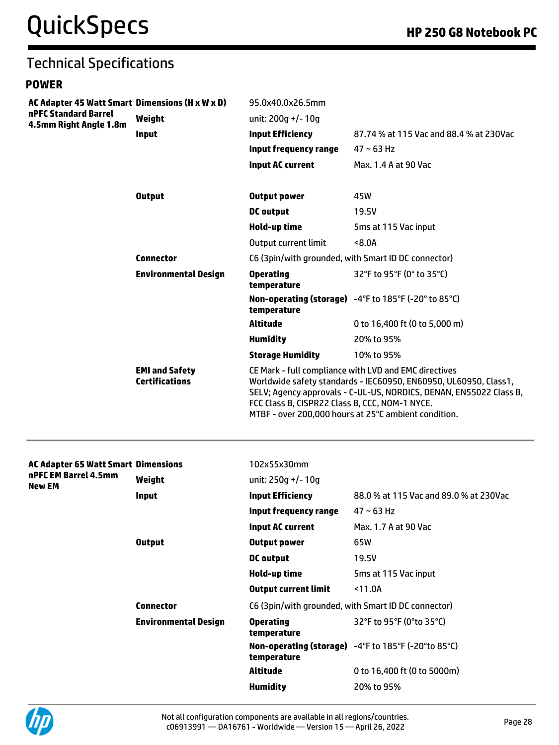## Technical Specifications

### POWER

| | | | |
|---|---|---|---|
| **AC Adapter 45 Watt Smart nPFC Standard Barrel 4.5mm Right Angle 1.8m** | **Dimensions (H x W x D)** | 95.0x40.0x26.5mm | |
| | **Weight** | unit: 200g +/- 10g | |
| | **Input** | **Input Efficiency** | 87.74 % at 115 Vac and 88.4 % at 230Vac |
| | | **Input frequency range** | 47 ~ 63 Hz |
| | | **Input AC current** | Max. 1.4 A at 90 Vac |
| | **Output** | **Output power** | 45W |
| | | **DC output** | 19.5V |
| | | **Hold-up time** | 5ms at 115 Vac input |
| | | Output current limit | <8.0A |
| | **Connector** | C6 (3pin/with grounded, with Smart ID DC connector) | |
| | **Environmental Design** | **Operating temperature** | 32°F to 95°F (0° to 35°C) |
| | | **Non-operating (storage) temperature** | -4°F to 185°F (-20° to 85°C) |
| | | **Altitude** | 0 to 16,400 ft (0 to 5,000 m) |
| | | **Humidity** | 20% to 95% |
| | | **Storage Humidity** | 10% to 95% |
| | **EMI and Safety Certifications** | CE Mark - full compliance with LVD and EMC directives<br>Worldwide safety standards - IEC60950, EN60950, UL60950, Class1, SELV; Agency approvals - C-UL-US, NORDICS, DENAN, EN55022 Class B, FCC Class B, CISPR22 Class B, CCC, NOM-1 NYCE.<br>MTBF - over 200,000 hours at 25°C ambient condition. | |

| | | | |
|---|---|---|---|
| **AC Adapter 65 Watt Smart nPFC EM Barrel 4.5mm New EM** | **Dimensions** | 102x55x30mm | |
| | **Weight** | unit: 250g +/- 10g | |
| | **Input** | **Input Efficiency** | 88.0 % at 115 Vac and 89.0 % at 230Vac |
| | | **Input frequency range** | 47 ~ 63 Hz |
| | | **Input AC current** | Max. 1.7 A at 90 Vac |
| | **Output** | **Output power** | 65W |
| | | **DC output** | 19.5V |
| | | **Hold-up time** | 5ms at 115 Vac input |
| | | **Output current limit** | <11.0A |
| | **Connector** | C6 (3pin/with grounded, with Smart ID DC connector) | |
| | **Environmental Design** | **Operating temperature** | 32°F to 95°F (0°to 35°C) |
| | | **Non-operating (storage) temperature** | -4°F to 185°F (-20°to 85°C) |
| | | **Altitude** | 0 to 16,400 ft (0 to 5000m) |
| | | **Humidity** | 20% to 95% |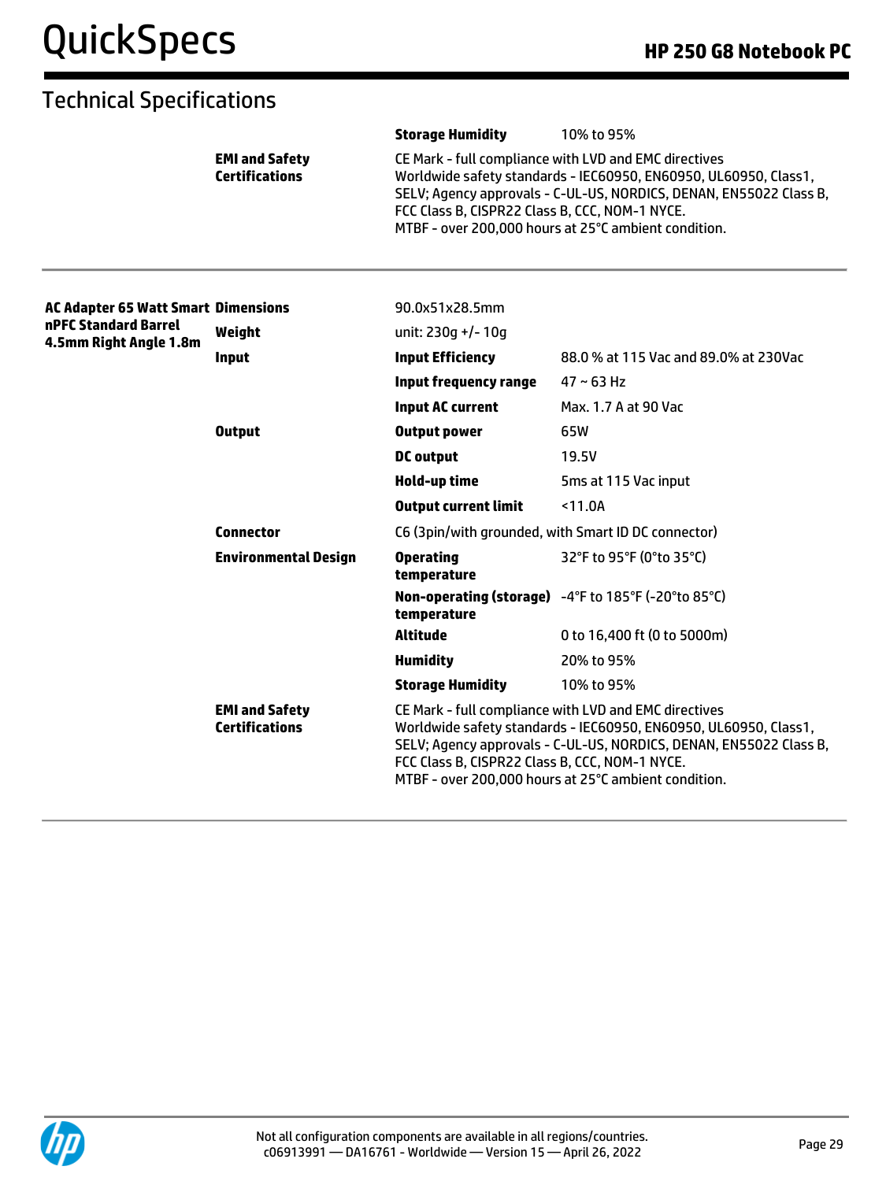## Technical Specifications

| | | | |
|---|---|---|---|
| | | **Storage Humidity** | 10% to 95% |
| | **EMI and Safety Certifications** | CE Mark - full compliance with LVD and EMC directives<br>Worldwide safety standards - IEC60950, EN60950, UL60950, Class1, SELV; Agency approvals - C-UL-US, NORDICS, DENAN, EN55022 Class B, FCC Class B, CISPR22 Class B, CCC, NOM-1 NYCE.<br>MTBF - over 200,000 hours at 25°C ambient condition. | |

| | | | |
|---|---|---|---|
| **AC Adapter 65 Watt Smart nPFC Standard Barrel 4.5mm Right Angle 1.8m** | **Dimensions** | 90.0x51x28.5mm | |
| | **Weight** | unit: 230g +/- 10g | |
| | **Input** | **Input Efficiency** | 88.0 % at 115 Vac and 89.0% at 230Vac |
| | | **Input frequency range** | 47 ~ 63 Hz |
| | | **Input AC current** | Max. 1.7 A at 90 Vac |
| | **Output** | **Output power** | 65W |
| | | **DC output** | 19.5V |
| | | **Hold-up time** | 5ms at 115 Vac input |
| | | **Output current limit** | <11.0A |
| | **Connector** | C6 (3pin/with grounded, with Smart ID DC connector) | |
| | **Environmental Design** | **Operating temperature** | 32°F to 95°F (0°to 35°C) |
| | | **Non-operating (storage) temperature** | -4°F to 185°F (-20°to 85°C) |
| | | **Altitude** | 0 to 16,400 ft (0 to 5000m) |
| | | **Humidity** | 20% to 95% |
| | | **Storage Humidity** | 10% to 95% |
| | **EMI and Safety Certifications** | CE Mark - full compliance with LVD and EMC directives<br>Worldwide safety standards - IEC60950, EN60950, UL60950, Class1, SELV; Agency approvals - C-UL-US, NORDICS, DENAN, EN55022 Class B, FCC Class B, CISPR22 Class B, CCC, NOM-1 NYCE.<br>MTBF - over 200,000 hours at 25°C ambient condition. | |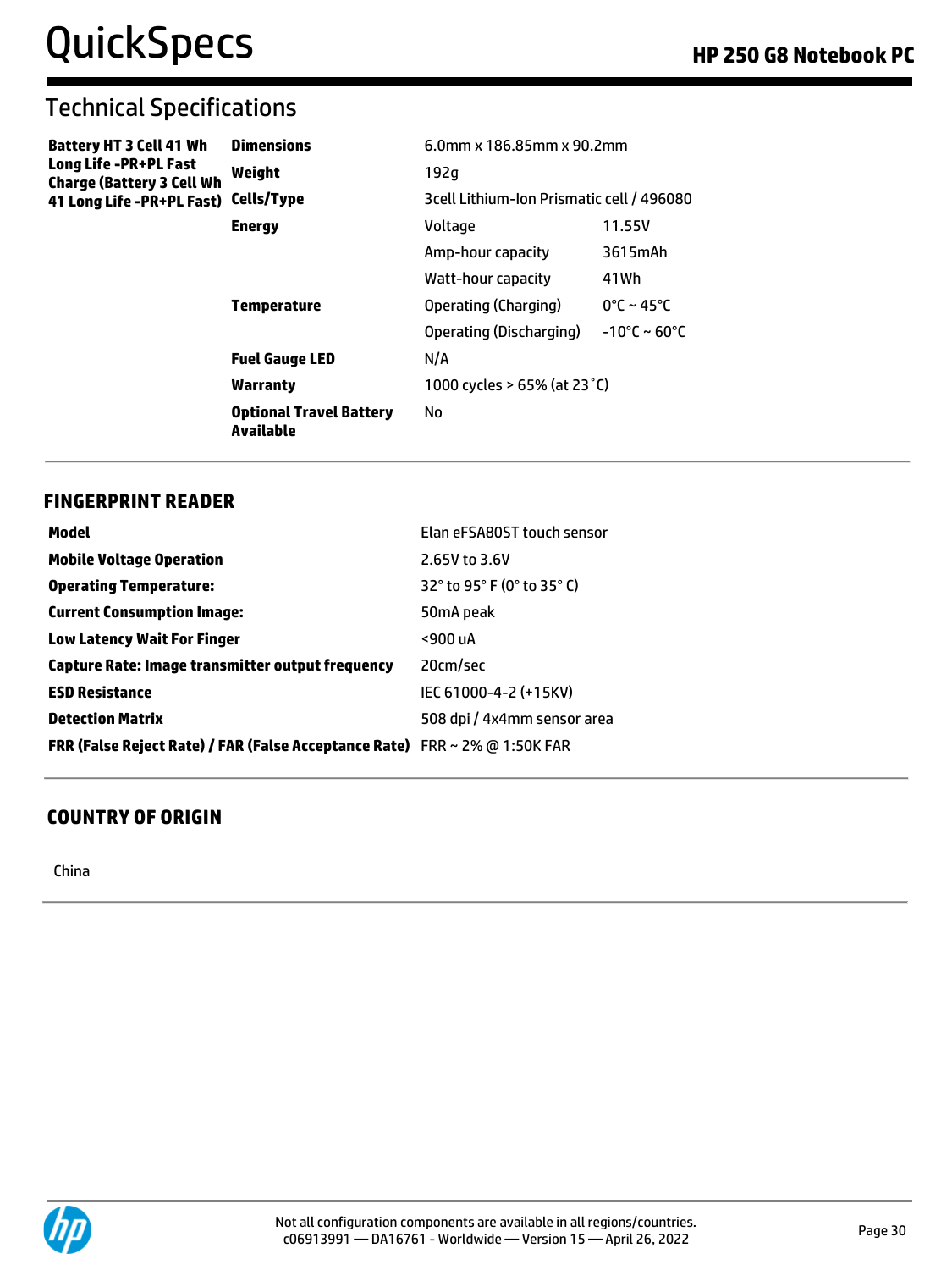## Technical Specifications

| | | | |
|---|---|---|---|
| **Battery HT 3 Cell 41 Wh Long Life -PR+PL Fast Charge (Battery 3 Cell Wh 41 Long Life -PR+PL Fast)** | **Dimensions** | 6.0mm x 186.85mm x 90.2mm | |
| | **Weight** | 192g | |
| | **Cells/Type** | 3cell Lithium-Ion Prismatic cell / 496080 | |
| | **Energy** | Voltage | 11.55V |
| | | Amp-hour capacity | 3615mAh |
| | | Watt-hour capacity | 41Wh |
| | **Temperature** | Operating (Charging) | 0°C ~ 45°C |
| | | Operating (Discharging) | -10°C ~ 60°C |
| | **Fuel Gauge LED** | N/A | |
| | **Warranty** | 1000 cycles > 65% (at 23˚C) | |
| | **Optional Travel Battery Available** | No | |

## FINGERPRINT READER

| | |
|---|---|
| **Model** | Elan eFSA80ST touch sensor |
| **Mobile Voltage Operation** | 2.65V to 3.6V |
| **Operating Temperature:** | 32° to 95° F (0° to 35° C) |
| **Current Consumption Image:** | 50mA peak |
| **Low Latency Wait For Finger** | <900 uA |
| **Capture Rate: Image transmitter output frequency** | 20cm/sec |
| **ESD Resistance** | IEC 61000-4-2 (+15KV) |
| **Detection Matrix** | 508 dpi / 4x4mm sensor area |
| **FRR (False Reject Rate) / FAR (False Acceptance Rate)** | FRR ~ 2% @ 1:50K FAR |

## COUNTRY OF ORIGIN

China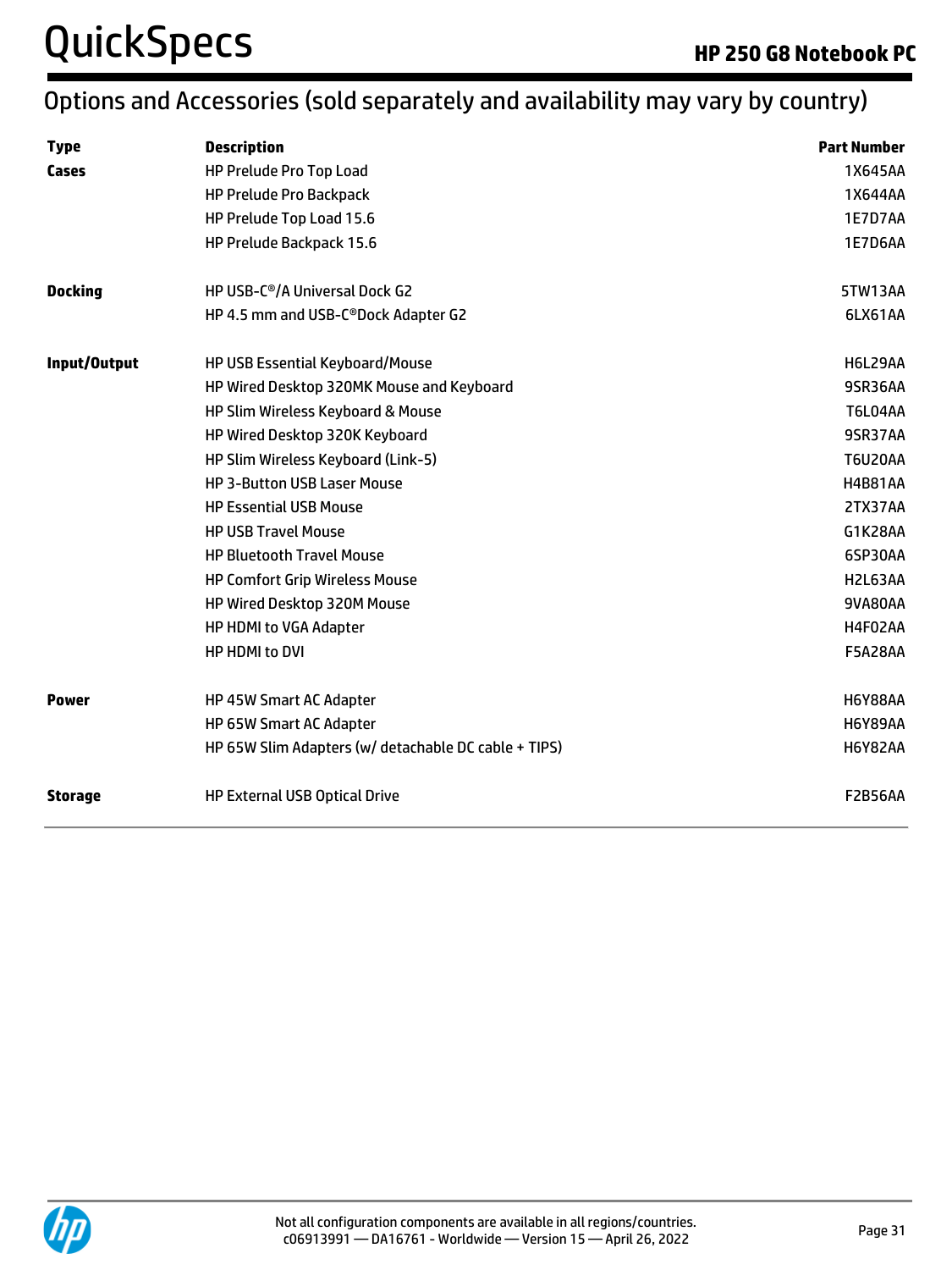## Options and Accessories (sold separately and availability may vary by country)

| Type | Description | Part Number |
|---|---|---|
| **Cases** | HP Prelude Pro Top Load | 1X645AA |
| | HP Prelude Pro Backpack | 1X644AA |
| | HP Prelude Top Load 15.6 | 1E7D7AA |
| | HP Prelude Backpack 15.6 | 1E7D6AA |
| **Docking** | HP USB-C®/A Universal Dock G2 | 5TW13AA |
| | HP 4.5 mm and USB-C®Dock Adapter G2 | 6LX61AA |
| **Input/Output** | HP USB Essential Keyboard/Mouse | H6L29AA |
| | HP Wired Desktop 320MK Mouse and Keyboard | 9SR36AA |
| | HP Slim Wireless Keyboard & Mouse | T6L04AA |
| | HP Wired Desktop 320K Keyboard | 9SR37AA |
| | HP Slim Wireless Keyboard (Link-5) | T6U20AA |
| | HP 3-Button USB Laser Mouse | H4B81AA |
| | HP Essential USB Mouse | 2TX37AA |
| | HP USB Travel Mouse | G1K28AA |
| | HP Bluetooth Travel Mouse | 6SP30AA |
| | HP Comfort Grip Wireless Mouse | H2L63AA |
| | HP Wired Desktop 320M Mouse | 9VA80AA |
| | HP HDMI to VGA Adapter | H4F02AA |
| | HP HDMI to DVI | F5A28AA |
| **Power** | HP 45W Smart AC Adapter | H6Y88AA |
| | HP 65W Smart AC Adapter | H6Y89AA |
| | HP 65W Slim Adapters (w/ detachable DC cable + TIPS) | H6Y82AA |
| **Storage** | HP External USB Optical Drive | F2B56AA |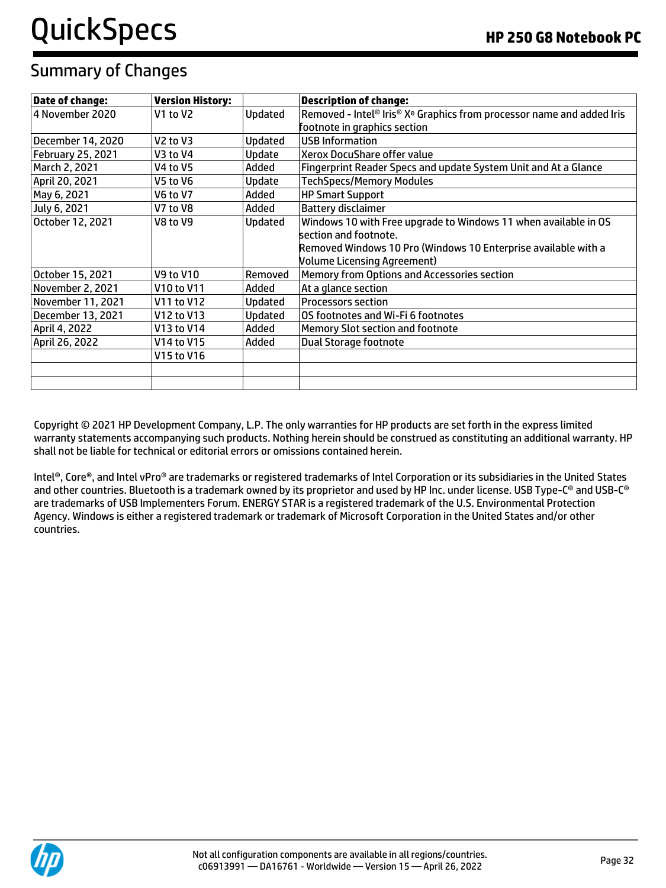## Summary of Changes

| Date of change: | Version History: | | Description of change: |
|---|---|---|---|
| 4 November 2020 | V1 to V2 | Updated | Removed - Intel® Iris® Xe Graphics from processor name and added Iris footnote in graphics section |
| December 14, 2020 | V2 to V3 | Updated | USB Information |
| February 25, 2021 | V3 to V4 | Update | Xerox DocuShare offer value |
| March 2, 2021 | V4 to V5 | Added | Fingerprint Reader Specs and update System Unit and At a Glance |
| April 20, 2021 | V5 to V6 | Update | TechSpecs/Memory Modules |
| May 6, 2021 | V6 to V7 | Added | HP Smart Support |
| July 6, 2021 | V7 to V8 | Added | Battery disclaimer |
| October 12, 2021 | V8 to V9 | Updated | Windows 10 with Free upgrade to Windows 11 when available in OS section and footnote.<br>Removed Windows 10 Pro (Windows 10 Enterprise available with a Volume Licensing Agreement) |
| October 15, 2021 | V9 to V10 | Removed | Memory from Options and Accessories section |
| November 2, 2021 | V10 to V11 | Added | At a glance section |
| November 11, 2021 | V11 to V12 | Updated | Processors section |
| December 13, 2021 | V12 to V13 | Updated | OS footnotes and Wi-Fi 6 footnotes |
| April 4, 2022 | V13 to V14 | Added | Memory Slot section and footnote |
| April 26, 2022 | V14 to V15 | Added | Dual Storage footnote |
| | V15 to V16 | | |
| | | | |
| | | | |

Copyright © 2021 HP Development Company, L.P. The only warranties for HP products are set forth in the express limited warranty statements accompanying such products. Nothing herein should be construed as constituting an additional warranty. HP shall not be liable for technical or editorial errors or omissions contained herein.

Intel®, Core®, and Intel vPro® are trademarks or registered trademarks of Intel Corporation or its subsidiaries in the United States and other countries. Bluetooth is a trademark owned by its proprietor and used by HP Inc. under license. USB Type-C® and USB-C® are trademarks of USB Implementers Forum. ENERGY STAR is a registered trademark of the U.S. Environmental Protection Agency. Windows is either a registered trademark or trademark of Microsoft Corporation in the United States and/or other countries.